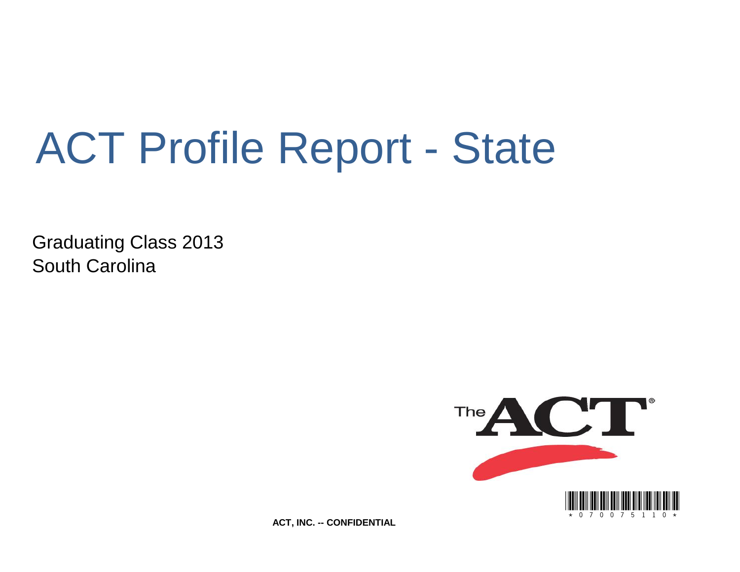# ACT Profile Report - State

Graduating Class 2013
South Carolina

*0700751 10*

**ACT, INC. -- CONFIDENTIAL**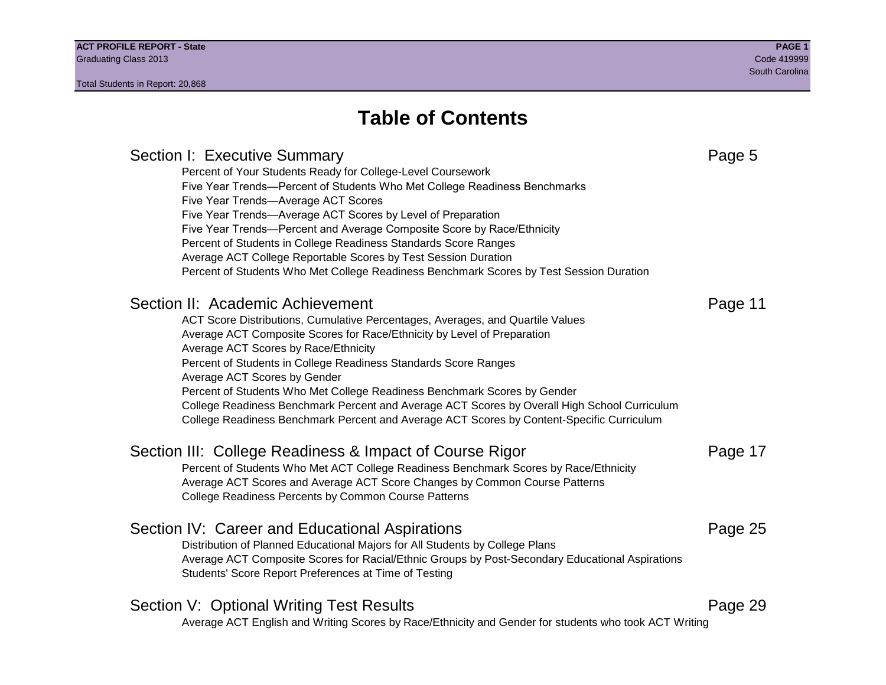# Table of Contents

## Section I: Executive Summary — Page 5

- Percent of Your Students Ready for College-Level Coursework
- Five Year Trends—Percent of Students Who Met College Readiness Benchmarks
- Five Year Trends—Average ACT Scores
- Five Year Trends—Average ACT Scores by Level of Preparation
- Five Year Trends—Percent and Average Composite Score by Race/Ethnicity
- Percent of Students in College Readiness Standards Score Ranges
- Average ACT College Reportable Scores by Test Session Duration
- Percent of Students Who Met College Readiness Benchmark Scores by Test Session Duration

## Section II: Academic Achievement — Page 11

- ACT Score Distributions, Cumulative Percentages, Averages, and Quartile Values
- Average ACT Composite Scores for Race/Ethnicity by Level of Preparation
- Average ACT Scores by Race/Ethnicity
- Percent of Students in College Readiness Standards Score Ranges
- Average ACT Scores by Gender
- Percent of Students Who Met College Readiness Benchmark Scores by Gender
- College Readiness Benchmark Percent and Average ACT Scores by Overall High School Curriculum
- College Readiness Benchmark Percent and Average ACT Scores by Content-Specific Curriculum

## Section III: College Readiness & Impact of Course Rigor — Page 17

- Percent of Students Who Met ACT College Readiness Benchmark Scores by Race/Ethnicity
- Average ACT Scores and Average ACT Score Changes by Common Course Patterns
- College Readiness Percents by Common Course Patterns

## Section IV: Career and Educational Aspirations — Page 25

- Distribution of Planned Educational Majors for All Students by College Plans
- Average ACT Composite Scores for Racial/Ethnic Groups by Post-Secondary Educational Aspirations
- Students' Score Report Preferences at Time of Testing

## Section V: Optional Writing Test Results — Page 29

- Average ACT English and Writing Scores by Race/Ethnicity and Gender for students who took ACT Writing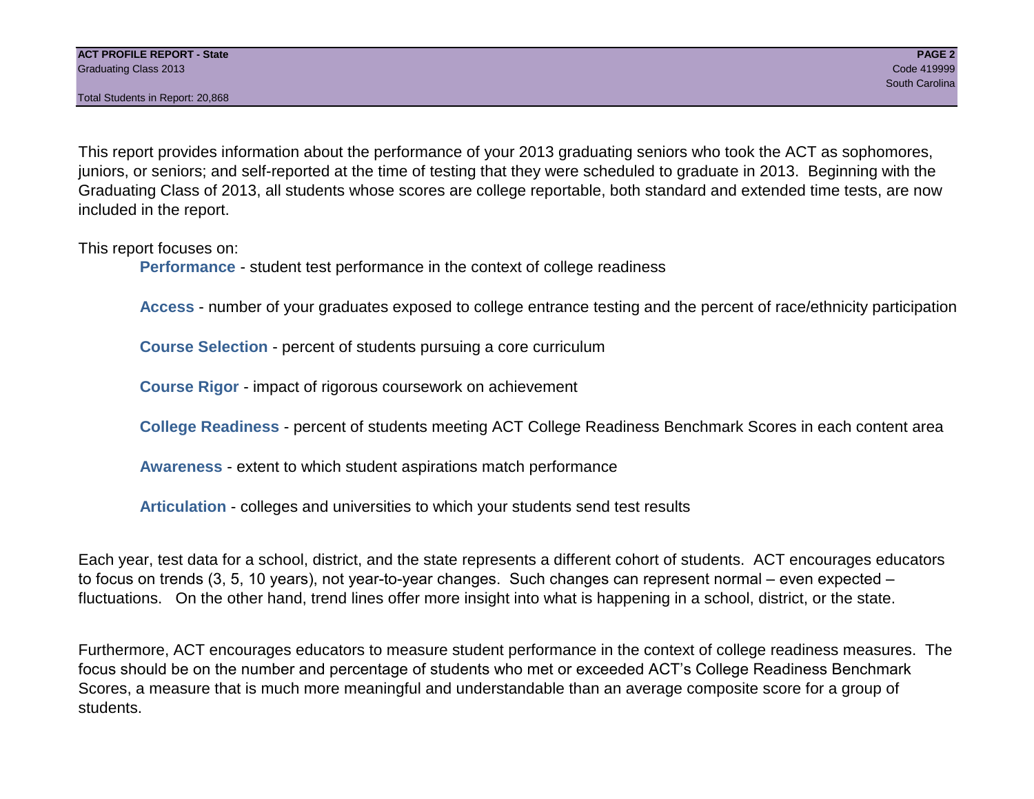This report provides information about the performance of your 2013 graduating seniors who took the ACT as sophomores, juniors, or seniors; and self-reported at the time of testing that they were scheduled to graduate in 2013. Beginning with the Graduating Class of 2013, all students whose scores are college reportable, both standard and extended time tests, are now included in the report.

This report focuses on:

- **Performance** - student test performance in the context of college readiness
- **Access** - number of your graduates exposed to college entrance testing and the percent of race/ethnicity participation
- **Course Selection** - percent of students pursuing a core curriculum
- **Course Rigor** - impact of rigorous coursework on achievement
- **College Readiness** - percent of students meeting ACT College Readiness Benchmark Scores in each content area
- **Awareness** - extent to which student aspirations match performance
- **Articulation** - colleges and universities to which your students send test results

Each year, test data for a school, district, and the state represents a different cohort of students. ACT encourages educators to focus on trends (3, 5, 10 years), not year-to-year changes. Such changes can represent normal – even expected – fluctuations. On the other hand, trend lines offer more insight into what is happening in a school, district, or the state.

Furthermore, ACT encourages educators to measure student performance in the context of college readiness measures. The focus should be on the number and percentage of students who met or exceeded ACT's College Readiness Benchmark Scores, a measure that is much more meaningful and understandable than an average composite score for a group of students.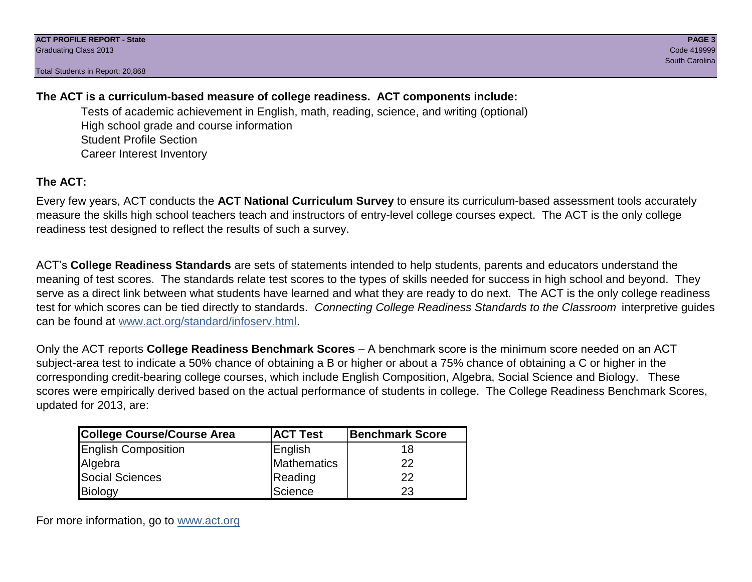**The ACT is a curriculum-based measure of college readiness. ACT components include:**

- Tests of academic achievement in English, math, reading, science, and writing (optional)
- High school grade and course information
- Student Profile Section
- Career Interest Inventory

**The ACT:**

Every few years, ACT conducts the **ACT National Curriculum Survey** to ensure its curriculum-based assessment tools accurately measure the skills high school teachers teach and instructors of entry-level college courses expect. The ACT is the only college readiness test designed to reflect the results of such a survey.

ACT's **College Readiness Standards** are sets of statements intended to help students, parents and educators understand the meaning of test scores. The standards relate test scores to the types of skills needed for success in high school and beyond. They serve as a direct link between what students have learned and what they are ready to do next. The ACT is the only college readiness test for which scores can be tied directly to standards. *Connecting College Readiness Standards to the Classroom* interpretive guides can be found at www.act.org/standard/infoserv.html.

Only the ACT reports **College Readiness Benchmark Scores** – A benchmark score is the minimum score needed on an ACT subject-area test to indicate a 50% chance of obtaining a B or higher or about a 75% chance of obtaining a C or higher in the corresponding credit-bearing college courses, which include English Composition, Algebra, Social Science and Biology. These scores were empirically derived based on the actual performance of students in college. The College Readiness Benchmark Scores, updated for 2013, are:

| College Course/Course Area | ACT Test | Benchmark Score |
|---|---|---|
| English Composition | English | 18 |
| Algebra | Mathematics | 22 |
| Social Sciences | Reading | 22 |
| Biology | Science | 23 |

For more information, go to www.act.org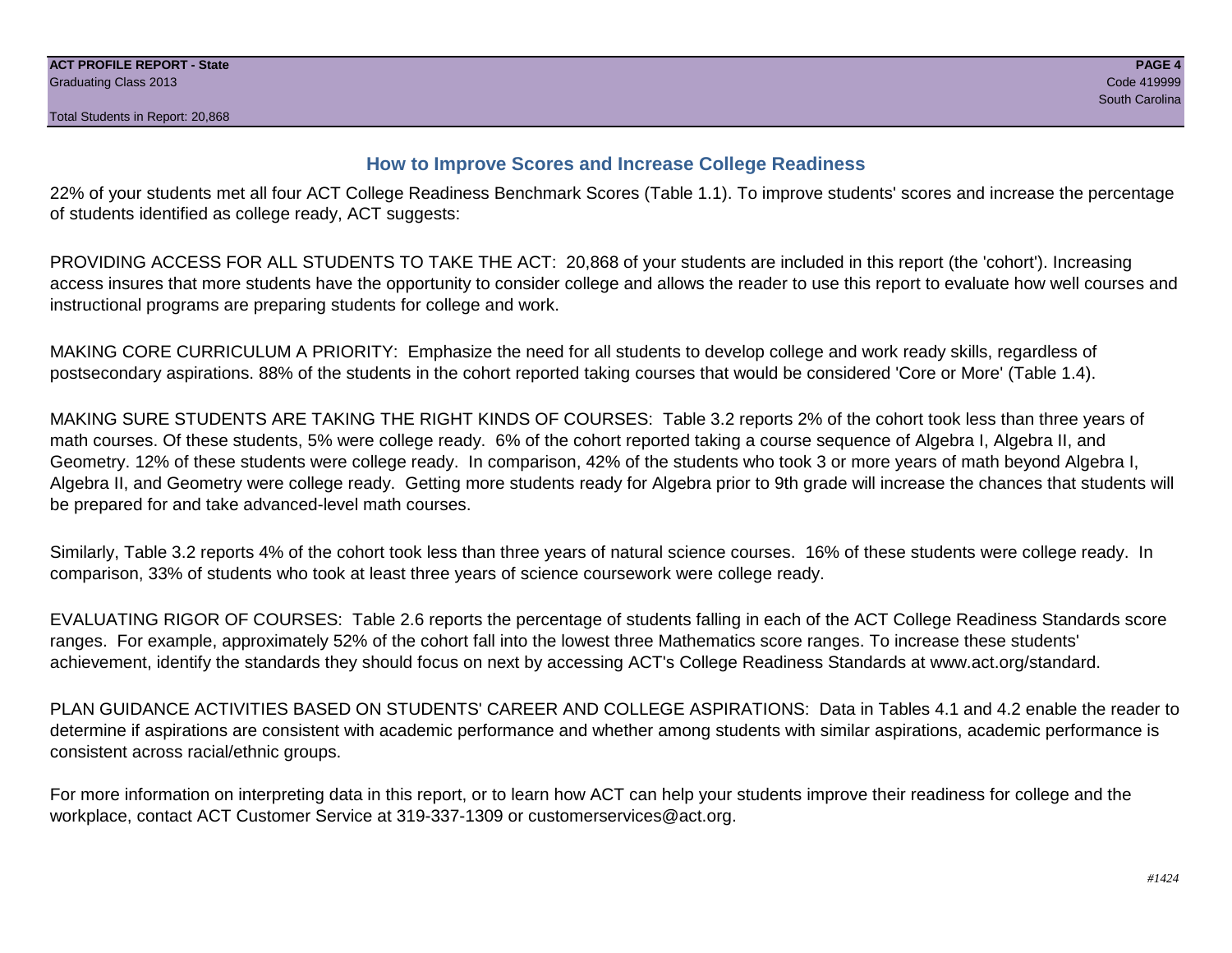## How to Improve Scores and Increase College Readiness

22% of your students met all four ACT College Readiness Benchmark Scores (Table 1.1). To improve students' scores and increase the percentage of students identified as college ready, ACT suggests:

PROVIDING ACCESS FOR ALL STUDENTS TO TAKE THE ACT: 20,868 of your students are included in this report (the 'cohort'). Increasing access insures that more students have the opportunity to consider college and allows the reader to use this report to evaluate how well courses and instructional programs are preparing students for college and work.

MAKING CORE CURRICULUM A PRIORITY: Emphasize the need for all students to develop college and work ready skills, regardless of postsecondary aspirations. 88% of the students in the cohort reported taking courses that would be considered 'Core or More' (Table 1.4).

MAKING SURE STUDENTS ARE TAKING THE RIGHT KINDS OF COURSES: Table 3.2 reports 2% of the cohort took less than three years of math courses. Of these students, 5% were college ready. 6% of the cohort reported taking a course sequence of Algebra I, Algebra II, and Geometry. 12% of these students were college ready. In comparison, 42% of the students who took 3 or more years of math beyond Algebra I, Algebra II, and Geometry were college ready. Getting more students ready for Algebra prior to 9th grade will increase the chances that students will be prepared for and take advanced-level math courses.

Similarly, Table 3.2 reports 4% of the cohort took less than three years of natural science courses. 16% of these students were college ready. In comparison, 33% of students who took at least three years of science coursework were college ready.

EVALUATING RIGOR OF COURSES: Table 2.6 reports the percentage of students falling in each of the ACT College Readiness Standards score ranges. For example, approximately 52% of the cohort fall into the lowest three Mathematics score ranges. To increase these students' achievement, identify the standards they should focus on next by accessing ACT's College Readiness Standards at www.act.org/standard.

PLAN GUIDANCE ACTIVITIES BASED ON STUDENTS' CAREER AND COLLEGE ASPIRATIONS: Data in Tables 4.1 and 4.2 enable the reader to determine if aspirations are consistent with academic performance and whether among students with similar aspirations, academic performance is consistent across racial/ethnic groups.

For more information on interpreting data in this report, or to learn how ACT can help your students improve their readiness for college and the workplace, contact ACT Customer Service at 319-337-1309 or customerservices@act.org.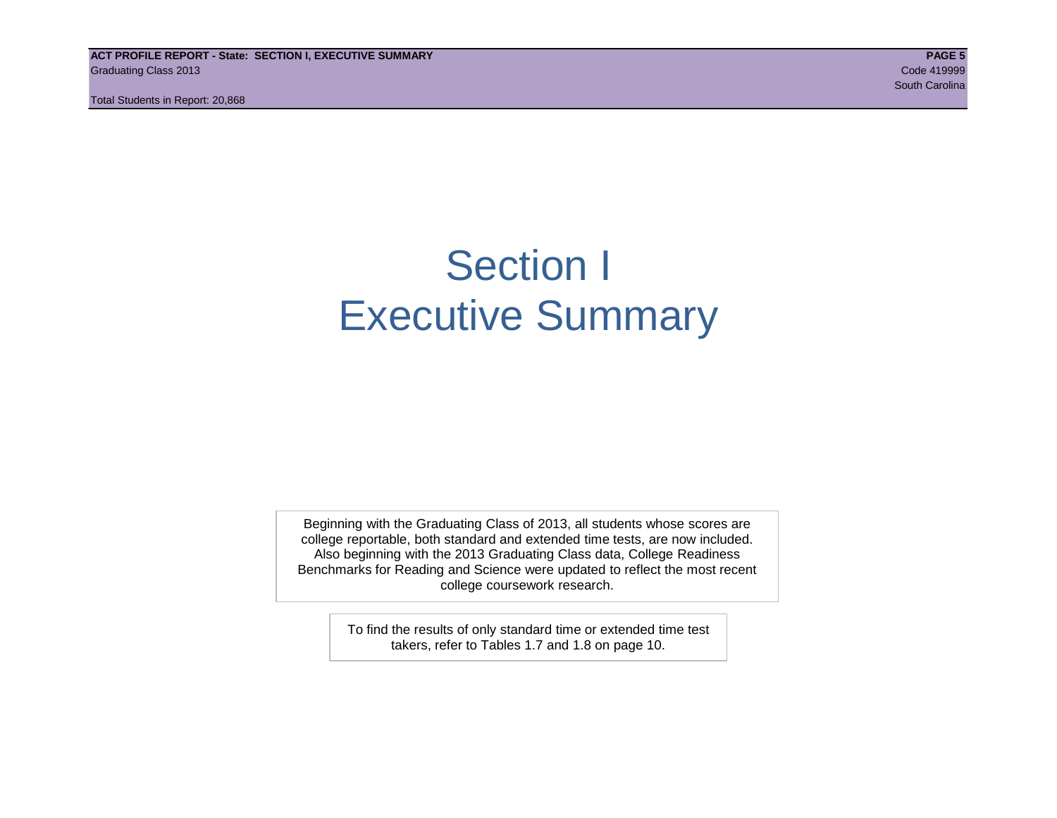# Section I
# Executive Summary

Beginning with the Graduating Class of 2013, all students whose scores are college reportable, both standard and extended time tests, are now included. Also beginning with the 2013 Graduating Class data, College Readiness Benchmarks for Reading and Science were updated to reflect the most recent college coursework research.

To find the results of only standard time or extended time test takers, refer to Tables 1.7 and 1.8 on page 10.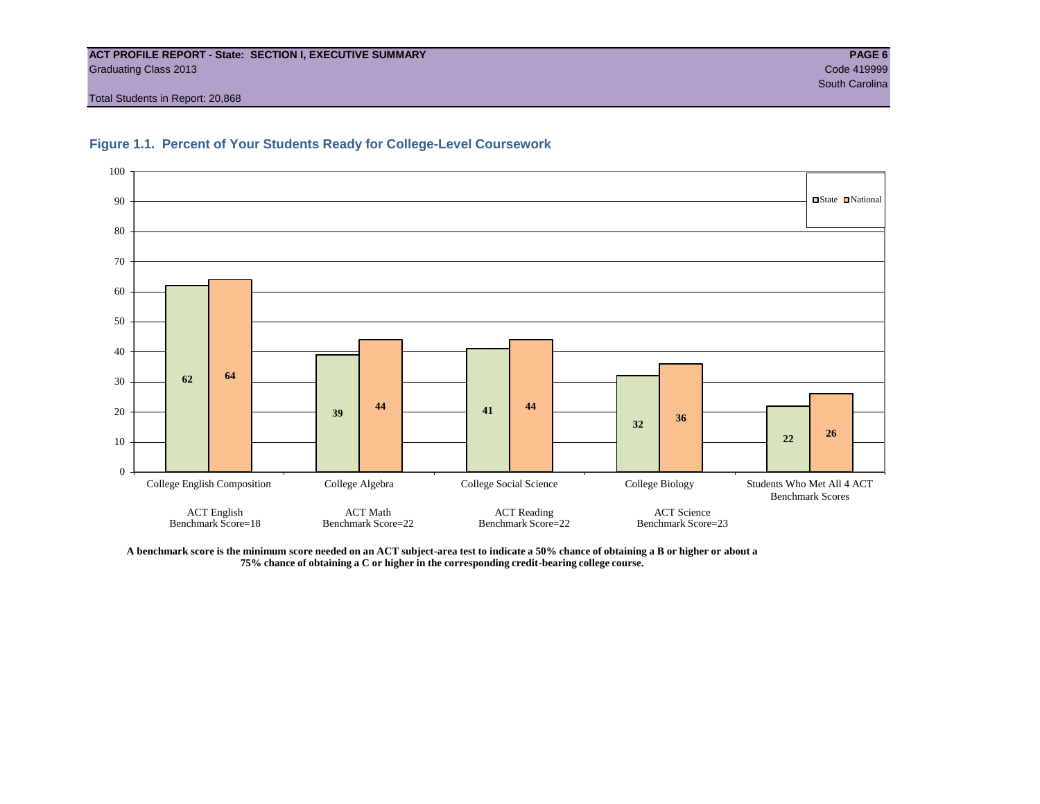**ACT PROFILE REPORT - State: SECTION I, EXECUTIVE SUMMARY**
Graduating Class 2013
Code 419999
South Carolina

Total Students in Report: 20,868

## Figure 1.1. Percent of Your Students Ready for College-Level Coursework

| | State | National |
|---|---|---|
| College English Composition (ACT English Benchmark Score=18) | 62 | 64 |
| College Algebra (ACT Math Benchmark Score=22) | 39 | 44 |
| College Social Science (ACT Reading Benchmark Score=22) | 41 | 44 |
| College Biology (ACT Science Benchmark Score=23) | 32 | 36 |
| Students Who Met All 4 ACT Benchmark Scores | 22 | 26 |

**A benchmark score is the minimum score needed on an ACT subject-area test to indicate a 50% chance of obtaining a B or higher or about a 75% chance of obtaining a C or higher in the corresponding credit-bearing college course.**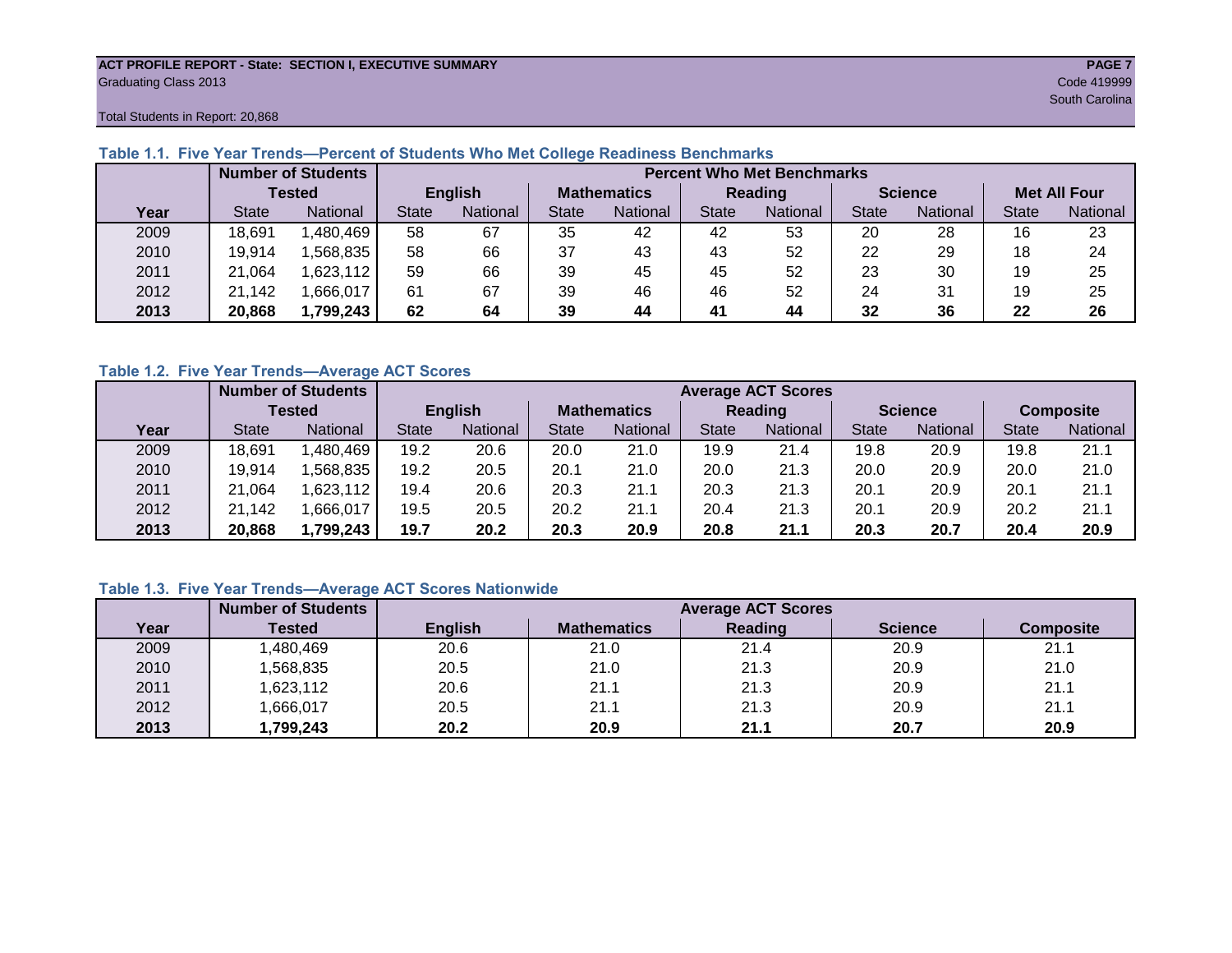ACT PROFILE REPORT - State: SECTION I, EXECUTIVE SUMMARY
Graduating Class 2013
Code 419999
South Carolina

Total Students in Report: 20,868

### Table 1.1. Five Year Trends—Percent of Students Who Met College Readiness Benchmarks

| | Number of Students Tested | | Percent Who Met Benchmarks | | | | | | | | | |
|---|---|---|---|---|---|---|---|---|---|---|---|---|
| | | | English | | Mathematics | | Reading | | Science | | Met All Four | |
| Year | State | National | State | National | State | National | State | National | State | National | State | National |
| 2009 | 18,691 | 1,480,469 | 58 | 67 | 35 | 42 | 42 | 53 | 20 | 28 | 16 | 23 |
| 2010 | 19,914 | 1,568,835 | 58 | 66 | 37 | 43 | 43 | 52 | 22 | 29 | 18 | 24 |
| 2011 | 21,064 | 1,623,112 | 59 | 66 | 39 | 45 | 45 | 52 | 23 | 30 | 19 | 25 |
| 2012 | 21,142 | 1,666,017 | 61 | 67 | 39 | 46 | 46 | 52 | 24 | 31 | 19 | 25 |
| **2013** | **20,868** | **1,799,243** | **62** | **64** | **39** | **44** | **41** | **44** | **32** | **36** | **22** | **26** |

### Table 1.2. Five Year Trends—Average ACT Scores

| | Number of Students Tested | | Average ACT Scores | | | | | | | | | |
|---|---|---|---|---|---|---|---|---|---|---|---|---|
| | | | English | | Mathematics | | Reading | | Science | | Composite | |
| Year | State | National | State | National | State | National | State | National | State | National | State | National |
| 2009 | 18,691 | 1,480,469 | 19.2 | 20.6 | 20.0 | 21.0 | 19.9 | 21.4 | 19.8 | 20.9 | 19.8 | 21.1 |
| 2010 | 19,914 | 1,568,835 | 19.2 | 20.5 | 20.1 | 21.0 | 20.0 | 21.3 | 20.0 | 20.9 | 20.0 | 21.0 |
| 2011 | 21,064 | 1,623,112 | 19.4 | 20.6 | 20.3 | 21.1 | 20.3 | 21.3 | 20.1 | 20.9 | 20.1 | 21.1 |
| 2012 | 21,142 | 1,666,017 | 19.5 | 20.5 | 20.2 | 21.1 | 20.4 | 21.3 | 20.1 | 20.9 | 20.2 | 21.1 |
| **2013** | **20,868** | **1,799,243** | **19.7** | **20.2** | **20.3** | **20.9** | **20.8** | **21.1** | **20.3** | **20.7** | **20.4** | **20.9** |

### Table 1.3. Five Year Trends—Average ACT Scores Nationwide

| | Number of Students | Average ACT Scores | | | | |
|---|---|---|---|---|---|---|
| Year | Tested | English | Mathematics | Reading | Science | Composite |
| 2009 | 1,480,469 | 20.6 | 21.0 | 21.4 | 20.9 | 21.1 |
| 2010 | 1,568,835 | 20.5 | 21.0 | 21.3 | 20.9 | 21.0 |
| 2011 | 1,623,112 | 20.6 | 21.1 | 21.3 | 20.9 | 21.1 |
| 2012 | 1,666,017 | 20.5 | 21.1 | 21.3 | 20.9 | 21.1 |
| **2013** | **1,799,243** | **20.2** | **20.9** | **21.1** | **20.7** | **20.9** |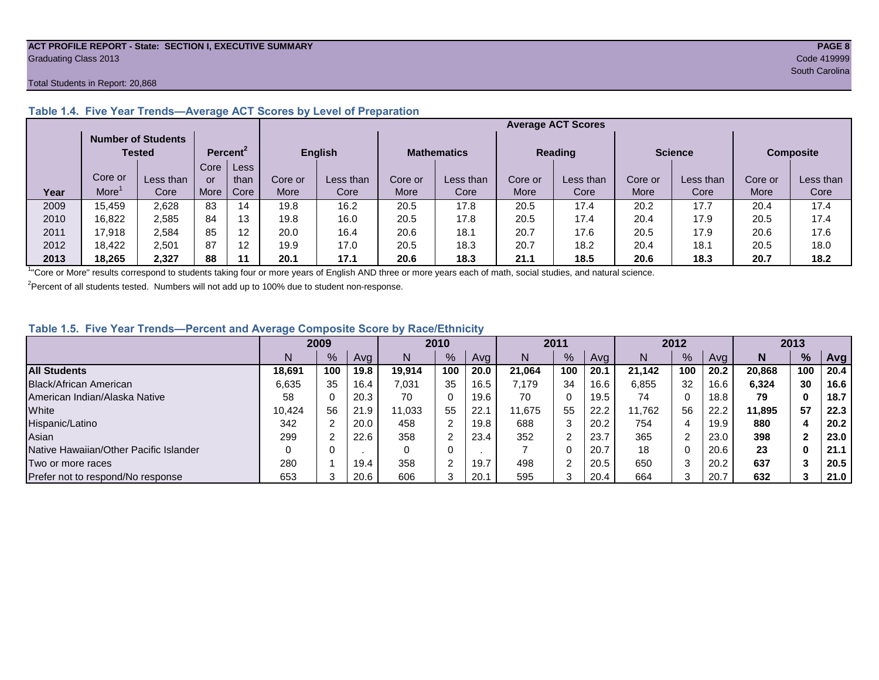**ACT PROFILE REPORT - State: SECTION I, EXECUTIVE SUMMARY**
Graduating Class 2013

Code 419999
South Carolina

Total Students in Report: 20,868

### Table 1.4. Five Year Trends—Average ACT Scores by Level of Preparation

| | Number of Students Tested | | Percent[2] | | Average ACT Scores | | | | | | | | | |
|---|---|---|---|---|---|---|---|---|---|---|---|---|---|---|
| | | | | | English | | Mathematics | | Reading | | Science | | Composite | |
| Year | Core or More[1] | Less than Core | Core or More | Less than Core | Core or More | Less than Core | Core or More | Less than Core | Core or More | Less than Core | Core or More | Less than Core | Core or More | Less than Core |
| 2009 | 15,459 | 2,628 | 83 | 14 | 19.8 | 16.2 | 20.5 | 17.8 | 20.5 | 17.4 | 20.2 | 17.7 | 20.4 | 17.4 |
| 2010 | 16,822 | 2,585 | 84 | 13 | 19.8 | 16.0 | 20.5 | 17.8 | 20.5 | 17.4 | 20.4 | 17.9 | 20.5 | 17.4 |
| 2011 | 17,918 | 2,584 | 85 | 12 | 20.0 | 16.4 | 20.6 | 18.1 | 20.7 | 17.6 | 20.5 | 17.9 | 20.6 | 17.6 |
| 2012 | 18,422 | 2,501 | 87 | 12 | 19.9 | 17.0 | 20.5 | 18.3 | 20.7 | 18.2 | 20.4 | 18.1 | 20.5 | 18.0 |
| **2013** | **18,265** | **2,327** | **88** | **11** | **20.1** | **17.1** | **20.6** | **18.3** | **21.1** | **18.5** | **20.6** | **18.3** | **20.7** | **18.2** |

[1] "Core or More" results correspond to students taking four or more years of English AND three or more years each of math, social studies, and natural science.

[2] Percent of all students tested. Numbers will not add up to 100% due to student non-response.

### Table 1.5. Five Year Trends—Percent and Average Composite Score by Race/Ethnicity

| | 2009 | | | 2010 | | | 2011 | | | 2012 | | | **2013** | | |
|---|---|---|---|---|---|---|---|---|---|---|---|---|---|---|---|
| | N | % | Avg | N | % | Avg | N | % | Avg | N | % | Avg | **N** | **%** | **Avg** |
| **All Students** | **18,691** | **100** | **19.8** | **19,914** | **100** | **20.0** | **21,064** | **100** | **20.1** | **21,142** | **100** | **20.2** | **20,868** | **100** | **20.4** |
| Black/African American | 6,635 | 35 | 16.4 | 7,031 | 35 | 16.5 | 7,179 | 34 | 16.6 | 6,855 | 32 | 16.6 | **6,324** | **30** | **16.6** |
| American Indian/Alaska Native | 58 | 0 | 20.3 | 70 | 0 | 19.6 | 70 | 0 | 19.5 | 74 | 0 | 18.8 | **79** | **0** | **18.7** |
| White | 10,424 | 56 | 21.9 | 11,033 | 55 | 22.1 | 11,675 | 55 | 22.2 | 11,762 | 56 | 22.2 | **11,895** | **57** | **22.3** |
| Hispanic/Latino | 342 | 2 | 20.0 | 458 | 2 | 19.8 | 688 | 3 | 20.2 | 754 | 4 | 19.9 | **880** | **4** | **20.2** |
| Asian | 299 | 2 | 22.6 | 358 | 2 | 23.4 | 352 | 2 | 23.7 | 365 | 2 | 23.0 | **398** | **2** | **23.0** |
| Native Hawaiian/Other Pacific Islander | 0 | 0 | . | 0 | 0 | . | 7 | 0 | 20.7 | 18 | 0 | 20.6 | **23** | **0** | **21.1** |
| Two or more races | 280 | 1 | 19.4 | 358 | 2 | 19.7 | 498 | 2 | 20.5 | 650 | 3 | 20.2 | **637** | **3** | **20.5** |
| Prefer not to respond/No response | 653 | 3 | 20.6 | 606 | 3 | 20.1 | 595 | 3 | 20.4 | 664 | 3 | 20.7 | **632** | **3** | **21.0** |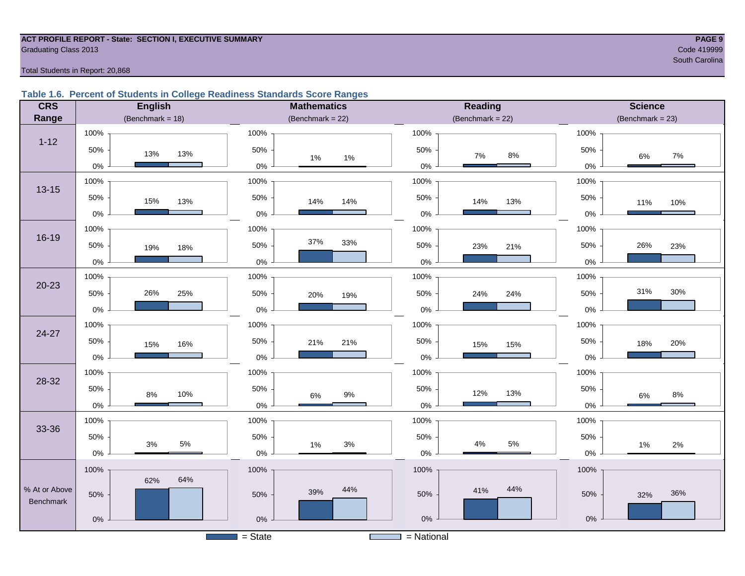ACT PROFILE REPORT - State: SECTION I, EXECUTIVE SUMMARY
Graduating Class 2013

Code 419999
South Carolina

Total Students in Report: 20,868

### Table 1.6. Percent of Students in College Readiness Standards Score Ranges

| CRS Range | English (Benchmark = 18) State | English National | Mathematics (Benchmark = 22) State | Mathematics National | Reading (Benchmark = 22) State | Reading National | Science (Benchmark = 23) State | Science National |
|---|---|---|---|---|---|---|---|---|
| 1-12 | 13% | 13% | 1% | 1% | 7% | 8% | 6% | 7% |
| 13-15 | 15% | 13% | 14% | 14% | 14% | 13% | 11% | 10% |
| 16-19 | 19% | 18% | 37% | 33% | 23% | 21% | 26% | 23% |
| 20-23 | 26% | 25% | 20% | 19% | 24% | 24% | 31% | 30% |
| 24-27 | 15% | 16% | 21% | 21% | 15% | 15% | 18% | 20% |
| 28-32 | 8% | 10% | 6% | 9% | 12% | 13% | 6% | 8% |
| 33-36 | 3% | 5% | 1% | 3% | 4% | 5% | 1% | 2% |
| % At or Above Benchmark | 62% | 64% | 39% | 44% | 41% | 44% | 32% | 36% |

= State   = National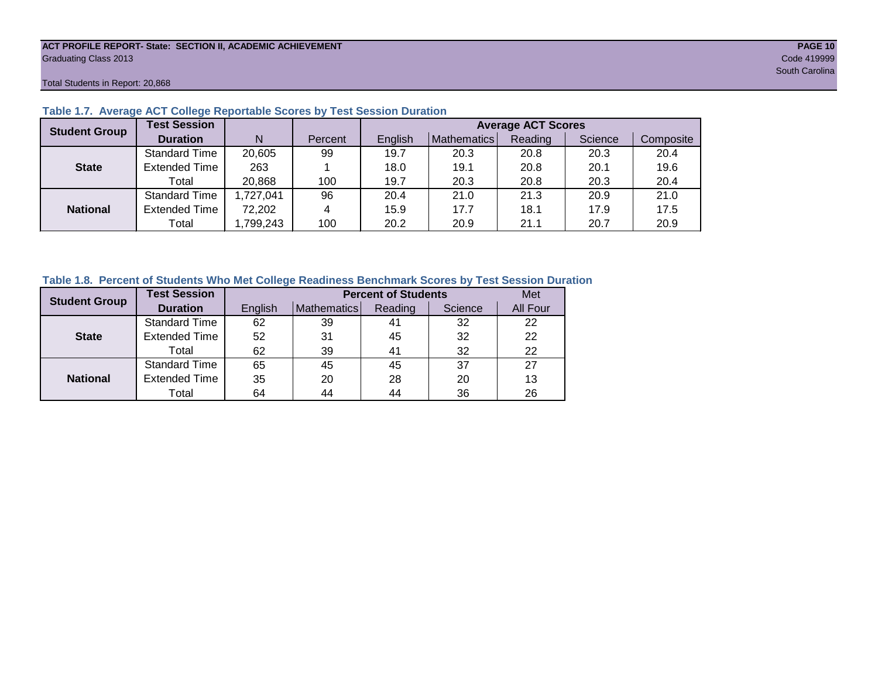**ACT PROFILE REPORT- State: SECTION II, ACADEMIC ACHIEVEMENT**
Graduating Class 2013

Code 419999
South Carolina

Total Students in Report: 20,868

### Table 1.7. Average ACT College Reportable Scores by Test Session Duration

| Student Group | Test Session Duration | N | Percent | Average ACT Scores | | | | |
|---|---|---|---|---|---|---|---|---|
| | | | | English | Mathematics | Reading | Science | Composite |
| State | Standard Time | 20,605 | 99 | 19.7 | 20.3 | 20.8 | 20.3 | 20.4 |
| | Extended Time | 263 | 1 | 18.0 | 19.1 | 20.8 | 20.1 | 19.6 |
| | Total | 20,868 | 100 | 19.7 | 20.3 | 20.8 | 20.3 | 20.4 |
| National | Standard Time | 1,727,041 | 96 | 20.4 | 21.0 | 21.3 | 20.9 | 21.0 |
| | Extended Time | 72,202 | 4 | 15.9 | 17.7 | 18.1 | 17.9 | 17.5 |
| | Total | 1,799,243 | 100 | 20.2 | 20.9 | 21.1 | 20.7 | 20.9 |

### Table 1.8. Percent of Students Who Met College Readiness Benchmark Scores by Test Session Duration

| Student Group | Test Session Duration | Percent of Students | | | | Met |
|---|---|---|---|---|---|---|
| | | English | Mathematics | Reading | Science | All Four |
| State | Standard Time | 62 | 39 | 41 | 32 | 22 |
| | Extended Time | 52 | 31 | 45 | 32 | 22 |
| | Total | 62 | 39 | 41 | 32 | 22 |
| National | Standard Time | 65 | 45 | 45 | 37 | 27 |
| | Extended Time | 35 | 20 | 28 | 20 | 13 |
| | Total | 64 | 44 | 44 | 36 | 26 |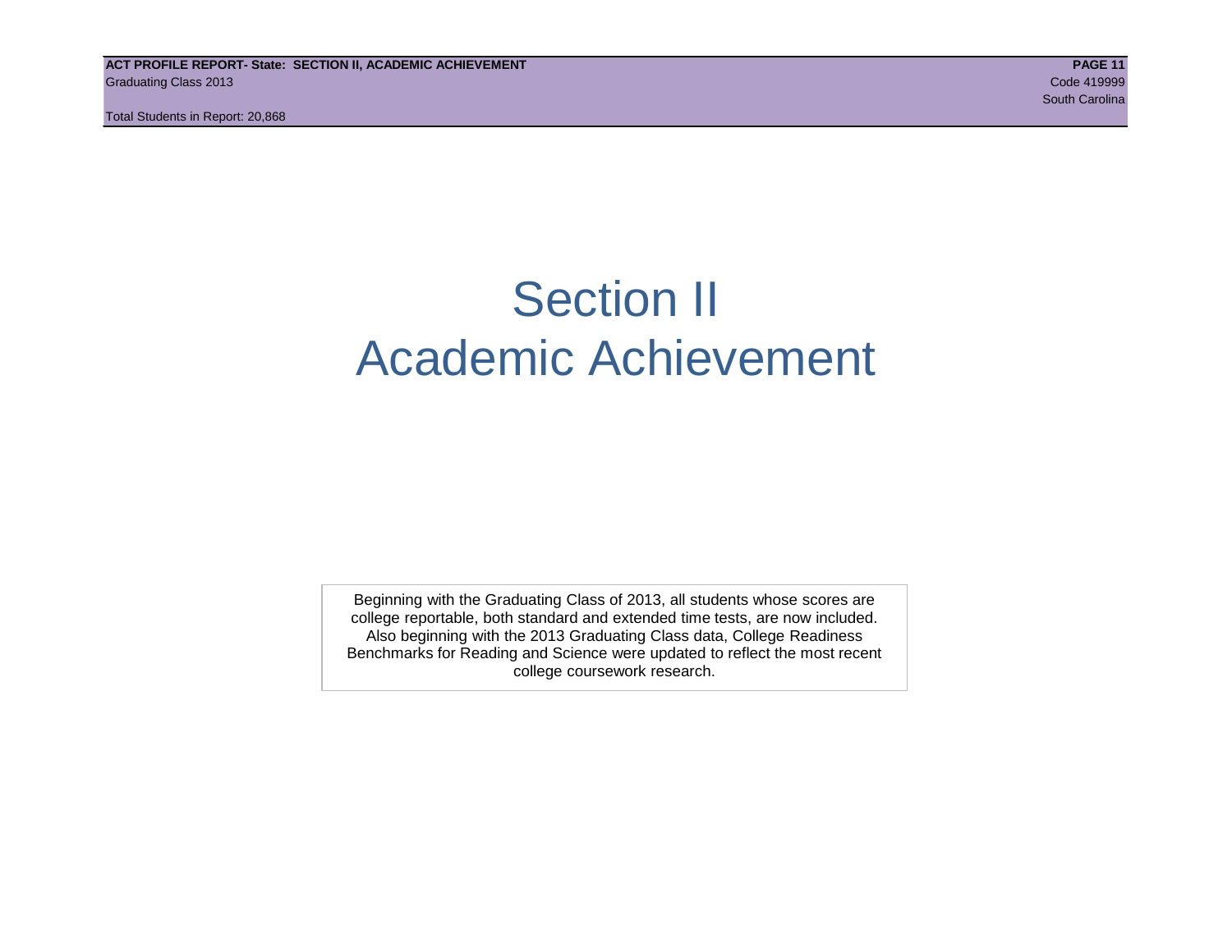# Section II
# Academic Achievement

Beginning with the Graduating Class of 2013, all students whose scores are college reportable, both standard and extended time tests, are now included. Also beginning with the 2013 Graduating Class data, College Readiness Benchmarks for Reading and Science were updated to reflect the most recent college coursework research.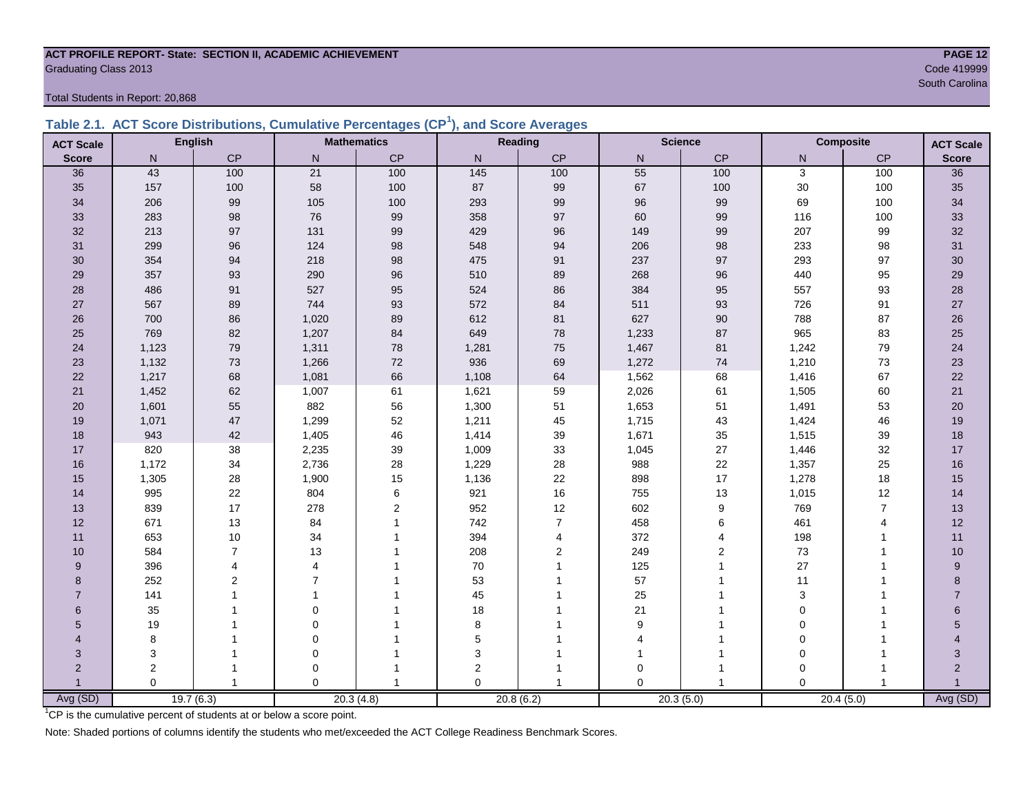**ACT PROFILE REPORT- State: SECTION II, ACADEMIC ACHIEVEMENT**
Graduating Class 2013
Code 419999
South Carolina

Total Students in Report: 20,868

## Table 2.1. ACT Score Distributions, Cumulative Percentages (CP[1]), and Score Averages

| ACT Scale Score | English N | English CP | Mathematics N | Mathematics CP | Reading N | Reading CP | Science N | Science CP | Composite N | Composite CP | ACT Scale Score |
|---|---|---|---|---|---|---|---|---|---|---|---|
| 36 | 43 | 100 | 21 | 100 | 145 | 100 | 55 | 100 | 3 | 100 | 36 |
| 35 | 157 | 100 | 58 | 100 | 87 | 99 | 67 | 100 | 30 | 100 | 35 |
| 34 | 206 | 99 | 105 | 100 | 293 | 99 | 96 | 99 | 69 | 100 | 34 |
| 33 | 283 | 98 | 76 | 99 | 358 | 97 | 60 | 99 | 116 | 100 | 33 |
| 32 | 213 | 97 | 131 | 99 | 429 | 96 | 149 | 99 | 207 | 99 | 32 |
| 31 | 299 | 96 | 124 | 98 | 548 | 94 | 206 | 98 | 233 | 98 | 31 |
| 30 | 354 | 94 | 218 | 98 | 475 | 91 | 237 | 97 | 293 | 97 | 30 |
| 29 | 357 | 93 | 290 | 96 | 510 | 89 | 268 | 96 | 440 | 95 | 29 |
| 28 | 486 | 91 | 527 | 95 | 524 | 86 | 384 | 95 | 557 | 93 | 28 |
| 27 | 567 | 89 | 744 | 93 | 572 | 84 | 511 | 93 | 726 | 91 | 27 |
| 26 | 700 | 86 | 1,020 | 89 | 612 | 81 | 627 | 90 | 788 | 87 | 26 |
| 25 | 769 | 82 | 1,207 | 84 | 649 | 78 | 1,233 | 87 | 965 | 83 | 25 |
| 24 | 1,123 | 79 | 1,311 | 78 | 1,281 | 75 | 1,467 | 81 | 1,242 | 79 | 24 |
| 23 | 1,132 | 73 | 1,266 | 72 | 936 | 69 | 1,272 | 74 | 1,210 | 73 | 23 |
| 22 | 1,217 | 68 | 1,081 | 66 | 1,108 | 64 | 1,562 | 68 | 1,416 | 67 | 22 |
| 21 | 1,452 | 62 | 1,007 | 61 | 1,621 | 59 | 2,026 | 61 | 1,505 | 60 | 21 |
| 20 | 1,601 | 55 | 882 | 56 | 1,300 | 51 | 1,653 | 51 | 1,491 | 53 | 20 |
| 19 | 1,071 | 47 | 1,299 | 52 | 1,211 | 45 | 1,715 | 43 | 1,424 | 46 | 19 |
| 18 | 943 | 42 | 1,405 | 46 | 1,414 | 39 | 1,671 | 35 | 1,515 | 39 | 18 |
| 17 | 820 | 38 | 2,235 | 39 | 1,009 | 33 | 1,045 | 27 | 1,446 | 32 | 17 |
| 16 | 1,172 | 34 | 2,736 | 28 | 1,229 | 28 | 988 | 22 | 1,357 | 25 | 16 |
| 15 | 1,305 | 28 | 1,900 | 15 | 1,136 | 22 | 898 | 17 | 1,278 | 18 | 15 |
| 14 | 995 | 22 | 804 | 6 | 921 | 16 | 755 | 13 | 1,015 | 12 | 14 |
| 13 | 839 | 17 | 278 | 2 | 952 | 12 | 602 | 9 | 769 | 7 | 13 |
| 12 | 671 | 13 | 84 | 1 | 742 | 7 | 458 | 6 | 461 | 4 | 12 |
| 11 | 653 | 10 | 34 | 1 | 394 | 4 | 372 | 4 | 198 | 1 | 11 |
| 10 | 584 | 7 | 13 | 1 | 208 | 2 | 249 | 2 | 73 | 1 | 10 |
| 9 | 396 | 4 | 4 | 1 | 70 | 1 | 125 | 1 | 27 | 1 | 9 |
| 8 | 252 | 2 | 7 | 1 | 53 | 1 | 57 | 1 | 11 | 1 | 8 |
| 7 | 141 | 1 | 1 | 1 | 45 | 1 | 25 | 1 | 3 | 1 | 7 |
| 6 | 35 | 1 | 0 | 1 | 18 | 1 | 21 | 1 | 0 | 1 | 6 |
| 5 | 19 | 1 | 0 | 1 | 8 | 1 | 9 | 1 | 0 | 1 | 5 |
| 4 | 8 | 1 | 0 | 1 | 5 | 1 | 4 | 1 | 0 | 1 | 4 |
| 3 | 3 | 1 | 0 | 1 | 3 | 1 | 1 | 1 | 0 | 1 | 3 |
| 2 | 2 | 1 | 0 | 1 | 2 | 1 | 0 | 1 | 0 | 1 | 2 |
| 1 | 0 | 1 | 0 | 1 | 0 | 1 | 0 | 1 | 0 | 1 | 1 |
| Avg (SD) | 19.7 (6.3) | | 20.3 (4.8) | | 20.8 (6.2) | | 20.3 (5.0) | | 20.4 (5.0) | | Avg (SD) |

[1]CP is the cumulative percent of students at or below a score point.

Note: Shaded portions of columns identify the students who met/exceeded the ACT College Readiness Benchmark Scores.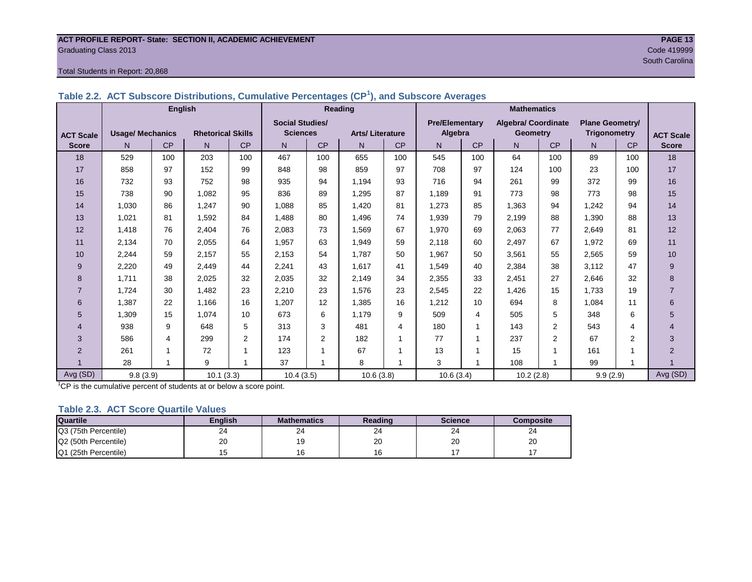ACT PROFILE REPORT- State: SECTION II, ACADEMIC ACHIEVEMENT

Graduating Class 2013

Code 419999

South Carolina

Total Students in Report: 20,868

## Table 2.2. ACT Subscore Distributions, Cumulative Percentages (CP[1]), and Subscore Averages

| ACT Scale Score | English | | | | Reading | | | | Mathematics | | | | | | ACT Scale Score |
|---|---|---|---|---|---|---|---|---|---|---|---|---|---|---|---|
| | Usage/ Mechanics | | Rhetorical Skills | | Social Studies/ Sciences | | Arts/ Literature | | Pre/Elementary Algebra | | Algebra/ Coordinate Geometry | | Plane Geometry/ Trigonometry | | |
| | N | CP | N | CP | N | CP | N | CP | N | CP | N | CP | N | CP | |
| 18 | 529 | 100 | 203 | 100 | 467 | 100 | 655 | 100 | 545 | 100 | 64 | 100 | 89 | 100 | 18 |
| 17 | 858 | 97 | 152 | 99 | 848 | 98 | 859 | 97 | 708 | 97 | 124 | 100 | 23 | 100 | 17 |
| 16 | 732 | 93 | 752 | 98 | 935 | 94 | 1,194 | 93 | 716 | 94 | 261 | 99 | 372 | 99 | 16 |
| 15 | 738 | 90 | 1,082 | 95 | 836 | 89 | 1,295 | 87 | 1,189 | 91 | 773 | 98 | 773 | 98 | 15 |
| 14 | 1,030 | 86 | 1,247 | 90 | 1,088 | 85 | 1,420 | 81 | 1,273 | 85 | 1,363 | 94 | 1,242 | 94 | 14 |
| 13 | 1,021 | 81 | 1,592 | 84 | 1,488 | 80 | 1,496 | 74 | 1,939 | 79 | 2,199 | 88 | 1,390 | 88 | 13 |
| 12 | 1,418 | 76 | 2,404 | 76 | 2,083 | 73 | 1,569 | 67 | 1,970 | 69 | 2,063 | 77 | 2,649 | 81 | 12 |
| 11 | 2,134 | 70 | 2,055 | 64 | 1,957 | 63 | 1,949 | 59 | 2,118 | 60 | 2,497 | 67 | 1,972 | 69 | 11 |
| 10 | 2,244 | 59 | 2,157 | 55 | 2,153 | 54 | 1,787 | 50 | 1,967 | 50 | 3,561 | 55 | 2,565 | 59 | 10 |
| 9 | 2,220 | 49 | 2,449 | 44 | 2,241 | 43 | 1,617 | 41 | 1,549 | 40 | 2,384 | 38 | 3,112 | 47 | 9 |
| 8 | 1,711 | 38 | 2,025 | 32 | 2,035 | 32 | 2,149 | 34 | 2,355 | 33 | 2,451 | 27 | 2,646 | 32 | 8 |
| 7 | 1,724 | 30 | 1,482 | 23 | 2,210 | 23 | 1,576 | 23 | 2,545 | 22 | 1,426 | 15 | 1,733 | 19 | 7 |
| 6 | 1,387 | 22 | 1,166 | 16 | 1,207 | 12 | 1,385 | 16 | 1,212 | 10 | 694 | 8 | 1,084 | 11 | 6 |
| 5 | 1,309 | 15 | 1,074 | 10 | 673 | 6 | 1,179 | 9 | 509 | 4 | 505 | 5 | 348 | 6 | 5 |
| 4 | 938 | 9 | 648 | 5 | 313 | 3 | 481 | 4 | 180 | 1 | 143 | 2 | 543 | 4 | 4 |
| 3 | 586 | 4 | 299 | 2 | 174 | 2 | 182 | 1 | 77 | 1 | 237 | 2 | 67 | 2 | 3 |
| 2 | 261 | 1 | 72 | 1 | 123 | 1 | 67 | 1 | 13 | 1 | 15 | 1 | 161 | 1 | 2 |
| 1 | 28 | 1 | 9 | 1 | 37 | 1 | 8 | 1 | 3 | 1 | 108 | 1 | 99 | 1 | 1 |
| Avg (SD) | 9.8 (3.9) | | 10.1 (3.3) | | 10.4 (3.5) | | 10.6 (3.8) | | 10.6 (3.4) | | 10.2 (2.8) | | 9.9 (2.9) | | Avg (SD) |

[1]CP is the cumulative percent of students at or below a score point.

## Table 2.3. ACT Score Quartile Values

| Quartile | English | Mathematics | Reading | Science | Composite |
|---|---|---|---|---|---|
| Q3 (75th Percentile) | 24 | 24 | 24 | 24 | 24 |
| Q2 (50th Percentile) | 20 | 19 | 20 | 20 | 20 |
| Q1 (25th Percentile) | 15 | 16 | 16 | 17 | 17 |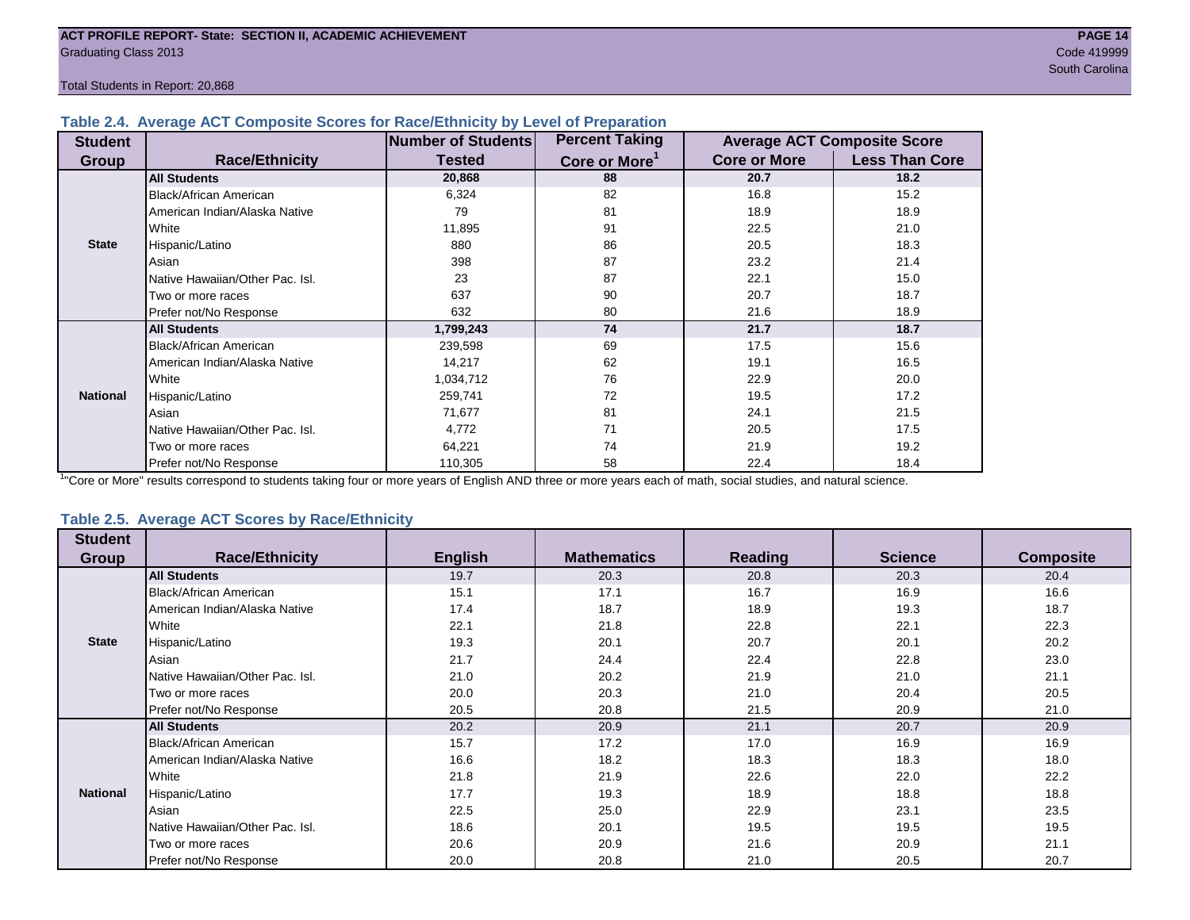Total Students in Report: 20,868

### Table 2.4. Average ACT Composite Scores for Race/Ethnicity by Level of Preparation

| Student Group | Race/Ethnicity | Number of Students Tested | Percent Taking Core or More[1] | Average ACT Composite Score | |
|---|---|---|---|---|---|
| | | | | Core or More | Less Than Core |
| State | **All Students** | **20,868** | **88** | **20.7** | **18.2** |
| | Black/African American | 6,324 | 82 | 16.8 | 15.2 |
| | American Indian/Alaska Native | 79 | 81 | 18.9 | 18.9 |
| | White | 11,895 | 91 | 22.5 | 21.0 |
| | Hispanic/Latino | 880 | 86 | 20.5 | 18.3 |
| | Asian | 398 | 87 | 23.2 | 21.4 |
| | Native Hawaiian/Other Pac. Isl. | 23 | 87 | 22.1 | 15.0 |
| | Two or more races | 637 | 90 | 20.7 | 18.7 |
| | Prefer not/No Response | 632 | 80 | 21.6 | 18.9 |
| National | **All Students** | **1,799,243** | **74** | **21.7** | **18.7** |
| | Black/African American | 239,598 | 69 | 17.5 | 15.6 |
| | American Indian/Alaska Native | 14,217 | 62 | 19.1 | 16.5 |
| | White | 1,034,712 | 76 | 22.9 | 20.0 |
| | Hispanic/Latino | 259,741 | 72 | 19.5 | 17.2 |
| | Asian | 71,677 | 81 | 24.1 | 21.5 |
| | Native Hawaiian/Other Pac. Isl. | 4,772 | 71 | 20.5 | 17.5 |
| | Two or more races | 64,221 | 74 | 21.9 | 19.2 |
| | Prefer not/No Response | 110,305 | 58 | 22.4 | 18.4 |

[1] "Core or More" results correspond to students taking four or more years of English AND three or more years each of math, social studies, and natural science.

### Table 2.5. Average ACT Scores by Race/Ethnicity

| Student Group | Race/Ethnicity | English | Mathematics | Reading | Science | Composite |
|---|---|---|---|---|---|---|
| State | **All Students** | 19.7 | 20.3 | 20.8 | 20.3 | 20.4 |
| | Black/African American | 15.1 | 17.1 | 16.7 | 16.9 | 16.6 |
| | American Indian/Alaska Native | 17.4 | 18.7 | 18.9 | 19.3 | 18.7 |
| | White | 22.1 | 21.8 | 22.8 | 22.1 | 22.3 |
| | Hispanic/Latino | 19.3 | 20.1 | 20.7 | 20.1 | 20.2 |
| | Asian | 21.7 | 24.4 | 22.4 | 22.8 | 23.0 |
| | Native Hawaiian/Other Pac. Isl. | 21.0 | 20.2 | 21.9 | 21.0 | 21.1 |
| | Two or more races | 20.0 | 20.3 | 21.0 | 20.4 | 20.5 |
| | Prefer not/No Response | 20.5 | 20.8 | 21.5 | 20.9 | 21.0 |
| National | **All Students** | 20.2 | 20.9 | 21.1 | 20.7 | 20.9 |
| | Black/African American | 15.7 | 17.2 | 17.0 | 16.9 | 16.9 |
| | American Indian/Alaska Native | 16.6 | 18.2 | 18.3 | 18.3 | 18.0 |
| | White | 21.8 | 21.9 | 22.6 | 22.0 | 22.2 |
| | Hispanic/Latino | 17.7 | 19.3 | 18.9 | 18.8 | 18.8 |
| | Asian | 22.5 | 25.0 | 22.9 | 23.1 | 23.5 |
| | Native Hawaiian/Other Pac. Isl. | 18.6 | 20.1 | 19.5 | 19.5 | 19.5 |
| | Two or more races | 20.6 | 20.9 | 21.6 | 20.9 | 21.1 |
| | Prefer not/No Response | 20.0 | 20.8 | 21.0 | 20.5 | 20.7 |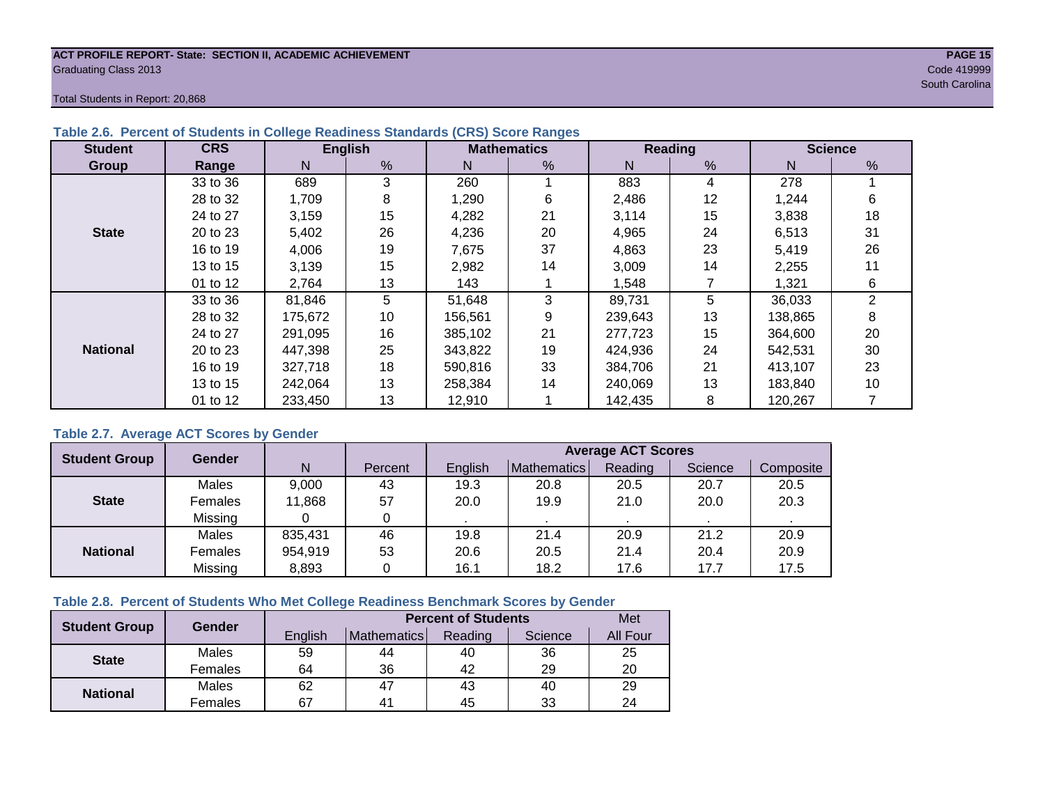### Table 2.6. Percent of Students in College Readiness Standards (CRS) Score Ranges

| Student Group | CRS Range | English | | Mathematics | | Reading | | Science | |
|---|---|---|---|---|---|---|---|---|---|
| | | N | % | N | % | N | % | N | % |
| State | 33 to 36 | 689 | 3 | 260 | 1 | 883 | 4 | 278 | 1 |
| | 28 to 32 | 1,709 | 8 | 1,290 | 6 | 2,486 | 12 | 1,244 | 6 |
| | 24 to 27 | 3,159 | 15 | 4,282 | 21 | 3,114 | 15 | 3,838 | 18 |
| | 20 to 23 | 5,402 | 26 | 4,236 | 20 | 4,965 | 24 | 6,513 | 31 |
| | 16 to 19 | 4,006 | 19 | 7,675 | 37 | 4,863 | 23 | 5,419 | 26 |
| | 13 to 15 | 3,139 | 15 | 2,982 | 14 | 3,009 | 14 | 2,255 | 11 |
| | 01 to 12 | 2,764 | 13 | 143 | 1 | 1,548 | 7 | 1,321 | 6 |
| National | 33 to 36 | 81,846 | 5 | 51,648 | 3 | 89,731 | 5 | 36,033 | 2 |
| | 28 to 32 | 175,672 | 10 | 156,561 | 9 | 239,643 | 13 | 138,865 | 8 |
| | 24 to 27 | 291,095 | 16 | 385,102 | 21 | 277,723 | 15 | 364,600 | 20 |
| | 20 to 23 | 447,398 | 25 | 343,822 | 19 | 424,936 | 24 | 542,531 | 30 |
| | 16 to 19 | 327,718 | 18 | 590,816 | 33 | 384,706 | 21 | 413,107 | 23 |
| | 13 to 15 | 242,064 | 13 | 258,384 | 14 | 240,069 | 13 | 183,840 | 10 |
| | 01 to 12 | 233,450 | 13 | 12,910 | 1 | 142,435 | 8 | 120,267 | 7 |

### Table 2.7. Average ACT Scores by Gender

| Student Group | Gender | N | Percent | Average ACT Scores | | | | |
|---|---|---|---|---|---|---|---|---|
| | | | | English | Mathematics | Reading | Science | Composite |
| State | Males | 9,000 | 43 | 19.3 | 20.8 | 20.5 | 20.7 | 20.5 |
| | Females | 11,868 | 57 | 20.0 | 19.9 | 21.0 | 20.0 | 20.3 |
| | Missing | 0 | 0 | . | . | . | . | . |
| National | Males | 835,431 | 46 | 19.8 | 21.4 | 20.9 | 21.2 | 20.9 |
| | Females | 954,919 | 53 | 20.6 | 20.5 | 21.4 | 20.4 | 20.9 |
| | Missing | 8,893 | 0 | 16.1 | 18.2 | 17.6 | 17.7 | 17.5 |

### Table 2.8. Percent of Students Who Met College Readiness Benchmark Scores by Gender

| Student Group | Gender | Percent of Students | | | | Met |
|---|---|---|---|---|---|---|
| | | English | Mathematics | Reading | Science | All Four |
| State | Males | 59 | 44 | 40 | 36 | 25 |
| | Females | 64 | 36 | 42 | 29 | 20 |
| National | Males | 62 | 47 | 43 | 40 | 29 |
| | Females | 67 | 41 | 45 | 33 | 24 |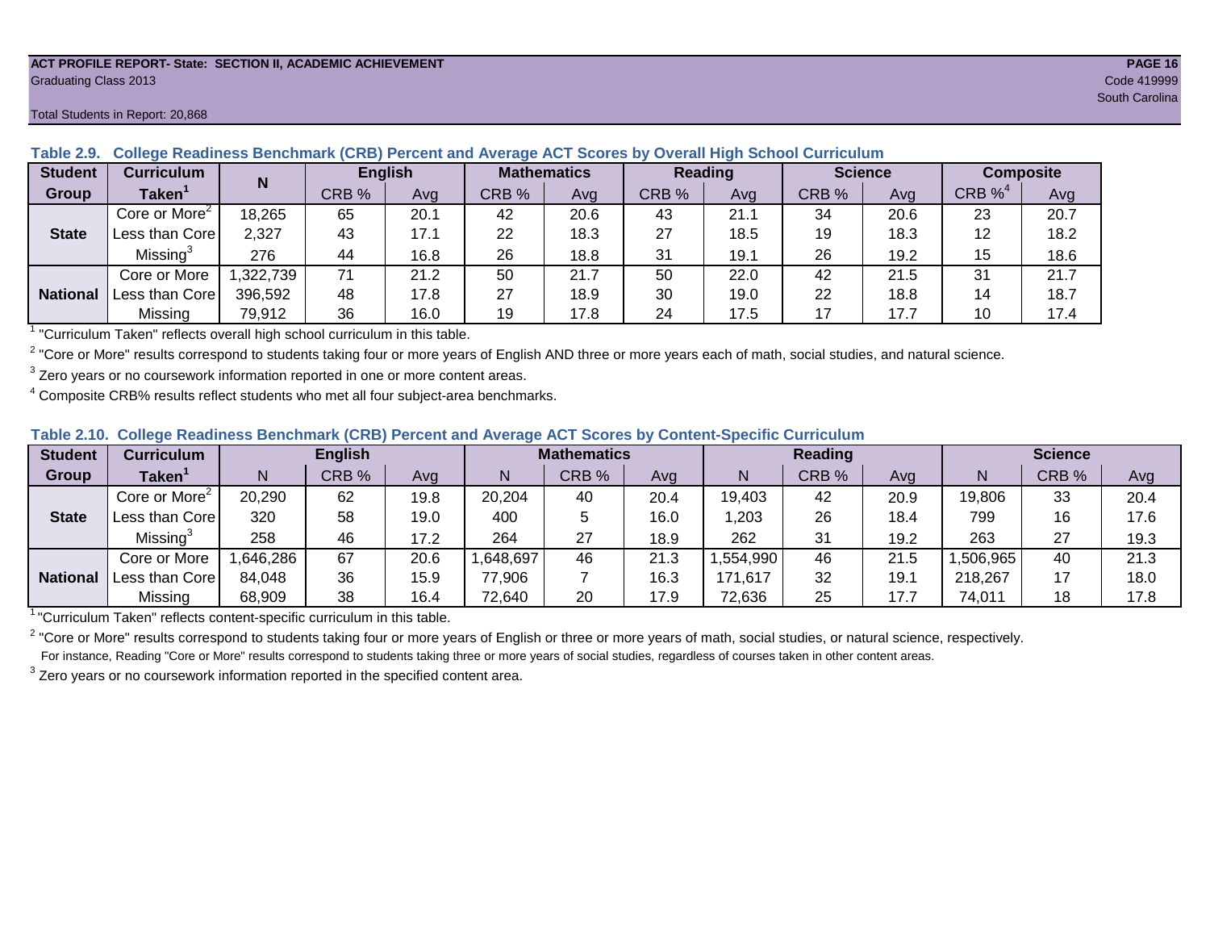**ACT PROFILE REPORT- State: SECTION II, ACADEMIC ACHIEVEMENT**
Graduating Class 2013
Code 419999
South Carolina

Total Students in Report: 20,868

### Table 2.9. College Readiness Benchmark (CRB) Percent and Average ACT Scores by Overall High School Curriculum

| Student Group | Curriculum Taken[1] | N | English | | Mathematics | | Reading | | Science | | Composite | |
|---|---|---|---|---|---|---|---|---|---|---|---|---|
| | | | CRB % | Avg | CRB % | Avg | CRB % | Avg | CRB % | Avg | CRB %[4] | Avg |
| State | Core or More[2] | 18,265 | 65 | 20.1 | 42 | 20.6 | 43 | 21.1 | 34 | 20.6 | 23 | 20.7 |
| | Less than Core | 2,327 | 43 | 17.1 | 22 | 18.3 | 27 | 18.5 | 19 | 18.3 | 12 | 18.2 |
| | Missing[3] | 276 | 44 | 16.8 | 26 | 18.8 | 31 | 19.1 | 26 | 19.2 | 15 | 18.6 |
| National | Core or More | 1,322,739 | 71 | 21.2 | 50 | 21.7 | 50 | 22.0 | 42 | 21.5 | 31 | 21.7 |
| | Less than Core | 396,592 | 48 | 17.8 | 27 | 18.9 | 30 | 19.0 | 22 | 18.8 | 14 | 18.7 |
| | Missing | 79,912 | 36 | 16.0 | 19 | 17.8 | 24 | 17.5 | 17 | 17.7 | 10 | 17.4 |

[1] "Curriculum Taken" reflects overall high school curriculum in this table.

[2] "Core or More" results correspond to students taking four or more years of English AND three or more years each of math, social studies, and natural science.

[3] Zero years or no coursework information reported in one or more content areas.

[4] Composite CRB% results reflect students who met all four subject-area benchmarks.

### Table 2.10. College Readiness Benchmark (CRB) Percent and Average ACT Scores by Content-Specific Curriculum

| Student Group | Curriculum Taken[1] | English | | | Mathematics | | | Reading | | | Science | | |
|---|---|---|---|---|---|---|---|---|---|---|---|---|---|
| | | N | CRB % | Avg | N | CRB % | Avg | N | CRB % | Avg | N | CRB % | Avg |
| State | Core or More[2] | 20,290 | 62 | 19.8 | 20,204 | 40 | 20.4 | 19,403 | 42 | 20.9 | 19,806 | 33 | 20.4 |
| | Less than Core | 320 | 58 | 19.0 | 400 | 5 | 16.0 | 1,203 | 26 | 18.4 | 799 | 16 | 17.6 |
| | Missing[3] | 258 | 46 | 17.2 | 264 | 27 | 18.9 | 262 | 31 | 19.2 | 263 | 27 | 19.3 |
| National | Core or More | 1,646,286 | 67 | 20.6 | 1,648,697 | 46 | 21.3 | 1,554,990 | 46 | 21.5 | 1,506,965 | 40 | 21.3 |
| | Less than Core | 84,048 | 36 | 15.9 | 77,906 | 7 | 16.3 | 171,617 | 32 | 19.1 | 218,267 | 17 | 18.0 |
| | Missing | 68,909 | 38 | 16.4 | 72,640 | 20 | 17.9 | 72,636 | 25 | 17.7 | 74,011 | 18 | 17.8 |

[1] "Curriculum Taken" reflects content-specific curriculum in this table.

[2] "Core or More" results correspond to students taking four or more years of English or three or more years of math, social studies, or natural science, respectively.
For instance, Reading "Core or More" results correspond to students taking three or more years of social studies, regardless of courses taken in other content areas.

[3] Zero years or no coursework information reported in the specified content area.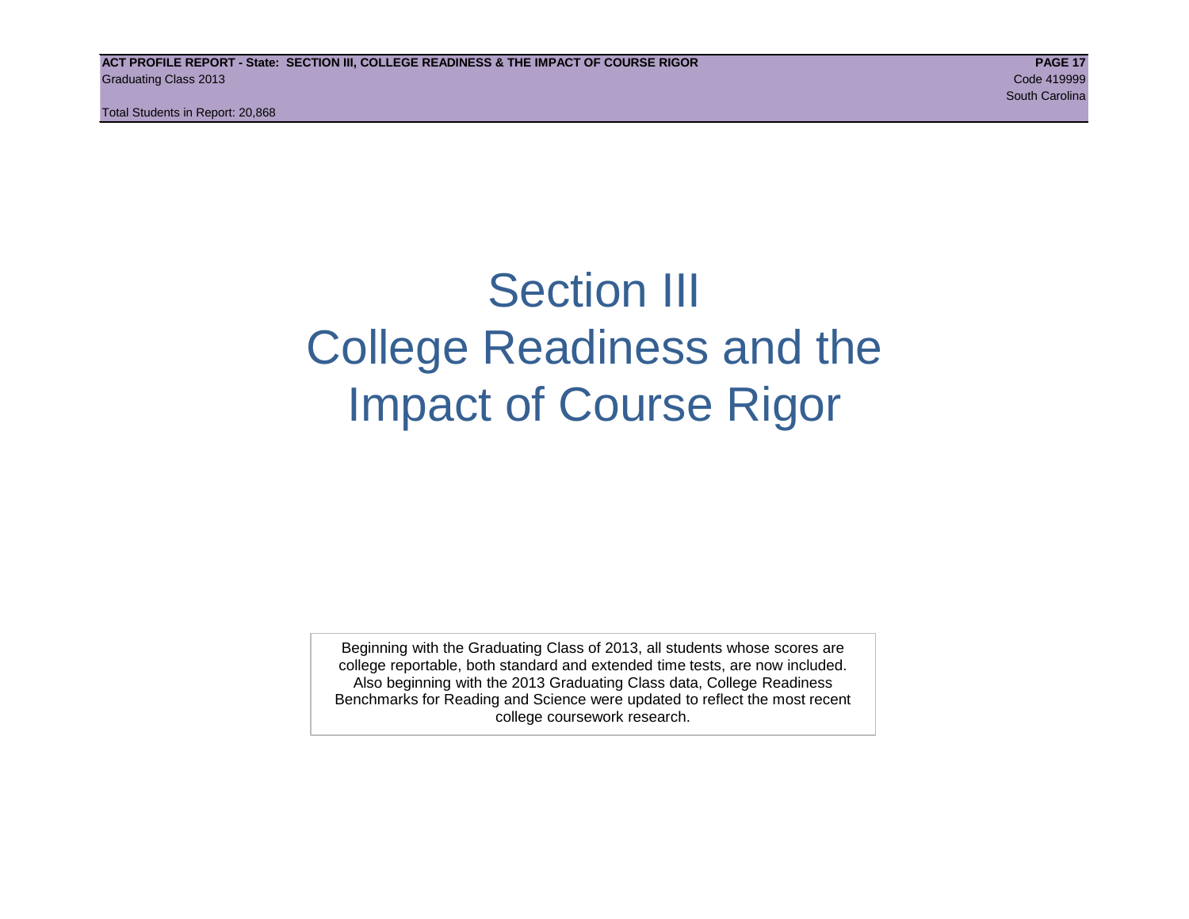# Section III
# College Readiness and the Impact of Course Rigor

Beginning with the Graduating Class of 2013, all students whose scores are college reportable, both standard and extended time tests, are now included. Also beginning with the 2013 Graduating Class data, College Readiness Benchmarks for Reading and Science were updated to reflect the most recent college coursework research.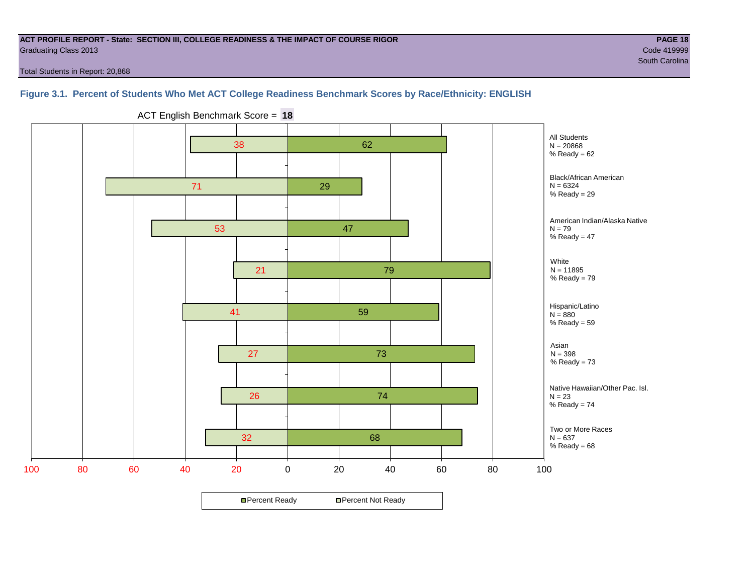**ACT PROFILE REPORT - State: SECTION III, COLLEGE READINESS & THE IMPACT OF COURSE RIGOR**
Graduating Class 2013

Code 419999
South Carolina

Total Students in Report: 20,868

### Figure 3.1. Percent of Students Who Met ACT College Readiness Benchmark Scores by Race/Ethnicity: ENGLISH

ACT English Benchmark Score = **18**

| Group | N | Percent Not Ready | Percent Ready |
|---|---|---|---|
| All Students | 20868 | 38 | 62 |
| Black/African American | 6324 | 71 | 29 |
| American Indian/Alaska Native | 79 | 53 | 47 |
| White | 11895 | 21 | 79 |
| Hispanic/Latino | 880 | 41 | 59 |
| Asian | 398 | 27 | 73 |
| Native Hawaiian/Other Pac. Isl. | 23 | 26 | 74 |
| Two or More Races | 637 | 32 | 68 |

■Percent Ready □Percent Not Ready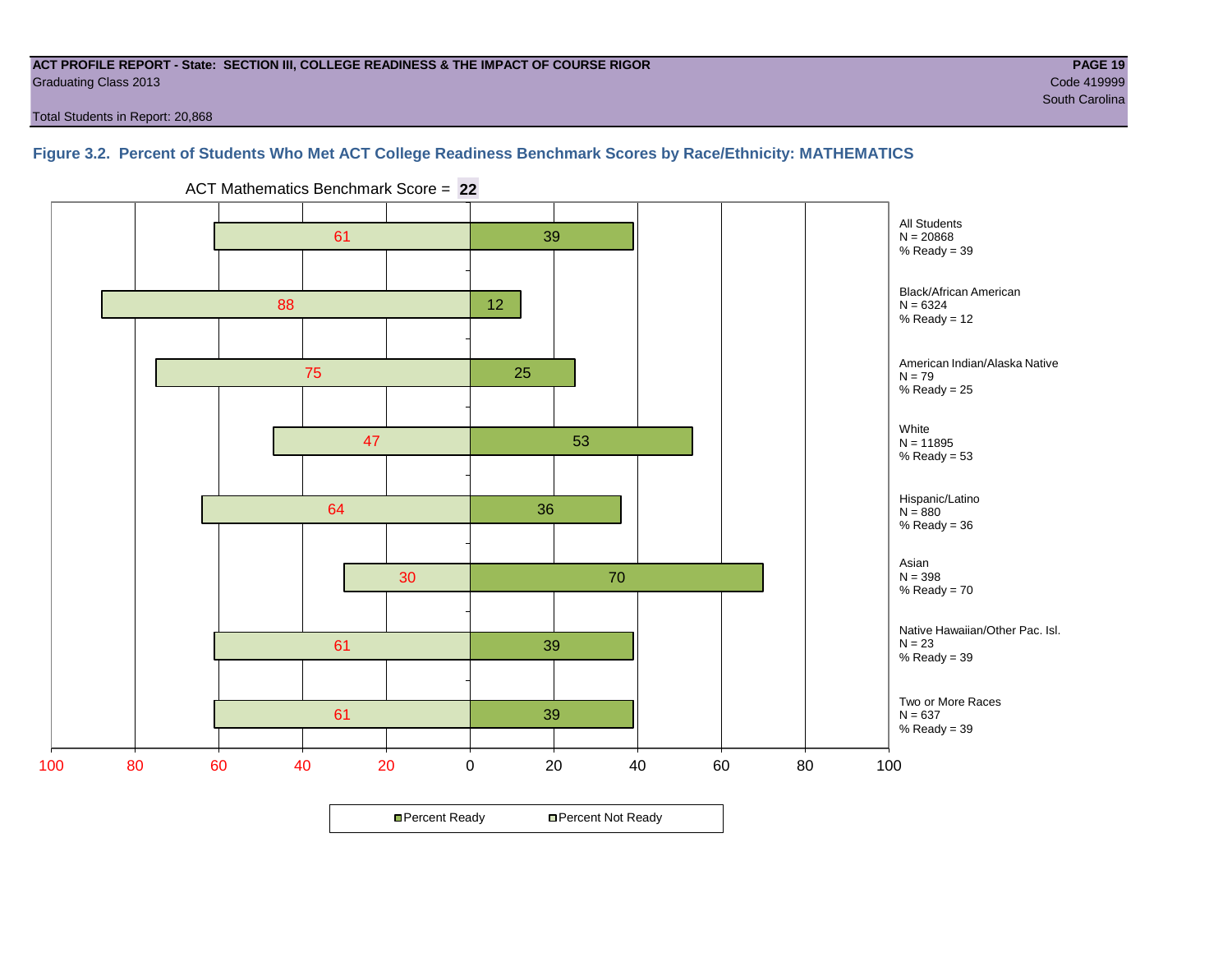**ACT PROFILE REPORT - State: SECTION III, COLLEGE READINESS & THE IMPACT OF COURSE RIGOR**
Graduating Class 2013
Code 419999
South Carolina

Total Students in Report: 20,868

### Figure 3.2. Percent of Students Who Met ACT College Readiness Benchmark Scores by Race/Ethnicity: MATHEMATICS

ACT Mathematics Benchmark Score = **22**

| Group | N | Percent Not Ready | Percent Ready |
|---|---|---|---|
| All Students | 20868 | 61 | 39 |
| Black/African American | 6324 | 88 | 12 |
| American Indian/Alaska Native | 79 | 75 | 25 |
| White | 11895 | 47 | 53 |
| Hispanic/Latino | 880 | 64 | 36 |
| Asian | 398 | 30 | 70 |
| Native Hawaiian/Other Pac. Isl. | 23 | 61 | 39 |
| Two or More Races | 637 | 61 | 39 |

Percent Ready / Percent Not Ready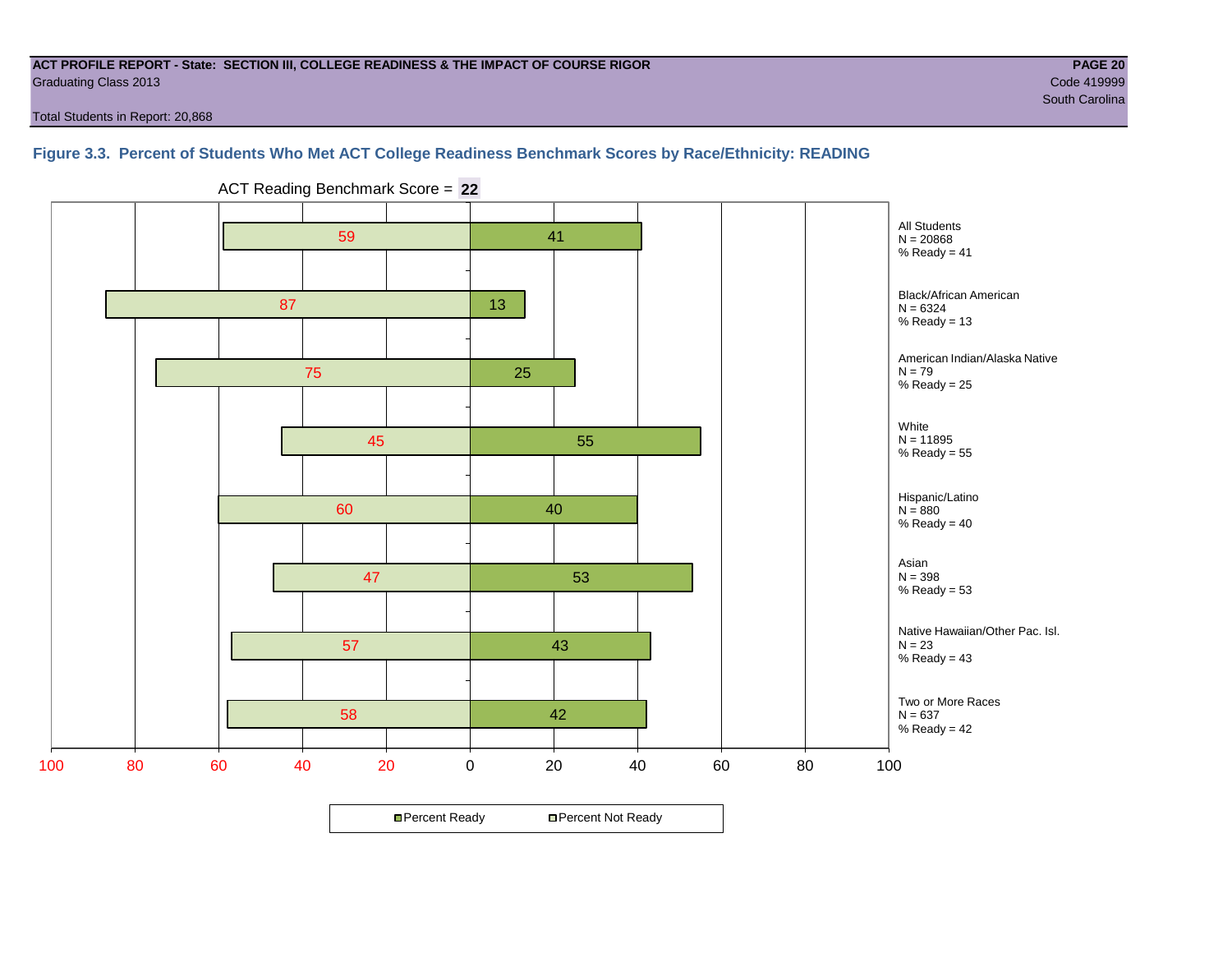ACT PROFILE REPORT - State: SECTION III, COLLEGE READINESS & THE IMPACT OF COURSE RIGOR
Graduating Class 2013
Code 419999
South Carolina

Total Students in Report: 20,868

### Figure 3.3. Percent of Students Who Met ACT College Readiness Benchmark Scores by Race/Ethnicity: READING

ACT Reading Benchmark Score = **22**

| Group | N | Percent Not Ready | Percent Ready |
|---|---|---|---|
| All Students | 20868 | 59 | 41 |
| Black/African American | 6324 | 87 | 13 |
| American Indian/Alaska Native | 79 | 75 | 25 |
| White | 11895 | 45 | 55 |
| Hispanic/Latino | 880 | 60 | 40 |
| Asian | 398 | 47 | 53 |
| Native Hawaiian/Other Pac. Isl. | 23 | 57 | 43 |
| Two or More Races | 637 | 58 | 42 |

Percent Ready / Percent Not Ready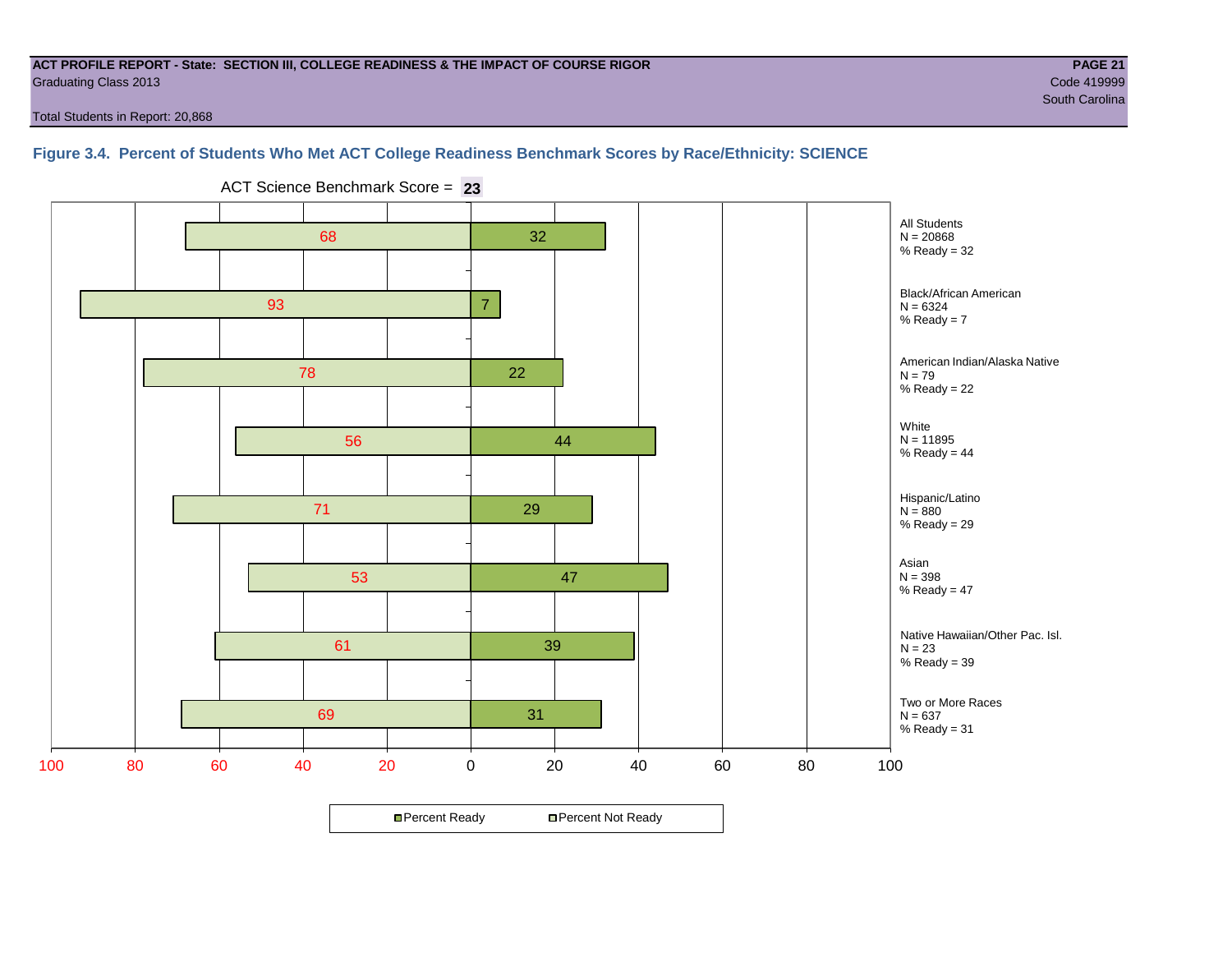**ACT PROFILE REPORT - State: SECTION III, COLLEGE READINESS & THE IMPACT OF COURSE RIGOR**
Graduating Class 2013

Code 419999
South Carolina

Total Students in Report: 20,868

### Figure 3.4. Percent of Students Who Met ACT College Readiness Benchmark Scores by Race/Ethnicity: SCIENCE

ACT Science Benchmark Score = **23**

| Group | N | Percent Not Ready | Percent Ready |
|---|---|---|---|
| All Students | 20868 | 68 | 32 |
| Black/African American | 6324 | 93 | 7 |
| American Indian/Alaska Native | 79 | 78 | 22 |
| White | 11895 | 56 | 44 |
| Hispanic/Latino | 880 | 71 | 29 |
| Asian | 398 | 53 | 47 |
| Native Hawaiian/Other Pac. Isl. | 23 | 61 | 39 |
| Two or More Races | 637 | 69 | 31 |

Percent Ready    Percent Not Ready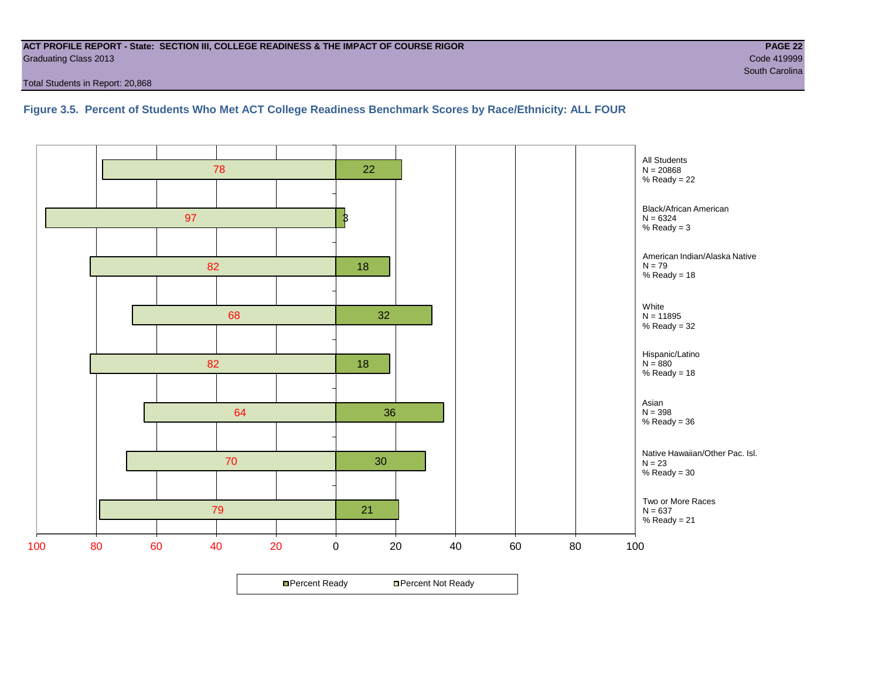**ACT PROFILE REPORT - State: SECTION III, COLLEGE READINESS & THE IMPACT OF COURSE RIGOR**
Graduating Class 2013
Code 419999
South Carolina

Total Students in Report: 20,868

### Figure 3.5. Percent of Students Who Met ACT College Readiness Benchmark Scores by Race/Ethnicity: ALL FOUR

| Group | N | Percent Not Ready | Percent Ready |
|---|---|---|---|
| All Students | 20868 | 78 | 22 |
| Black/African American | 6324 | 97 | 3 |
| American Indian/Alaska Native | 79 | 82 | 18 |
| White | 11895 | 68 | 32 |
| Hispanic/Latino | 880 | 82 | 18 |
| Asian | 398 | 64 | 36 |
| Native Hawaiian/Other Pac. Isl. | 23 | 70 | 30 |
| Two or More Races | 637 | 79 | 21 |

All Students
N = 20868
% Ready = 22

Black/African American
N = 6324
% Ready = 3

American Indian/Alaska Native
N = 79
% Ready = 18

White
N = 11895
% Ready = 32

Hispanic/Latino
N = 880
% Ready = 18

Asian
N = 398
% Ready = 36

Native Hawaiian/Other Pac. Isl.
N = 23
% Ready = 30

Two or More Races
N = 637
% Ready = 21

Percent Ready | Percent Not Ready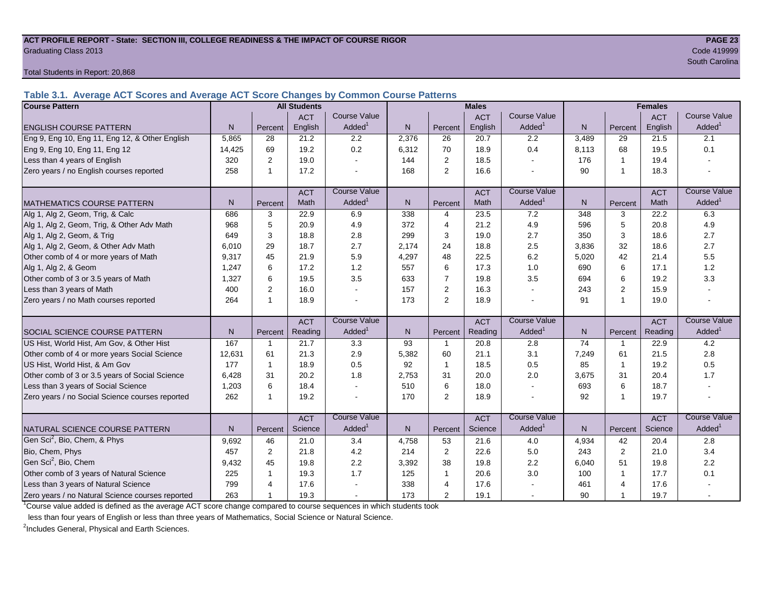**ACT PROFILE REPORT - State: SECTION III, COLLEGE READINESS & THE IMPACT OF COURSE RIGOR**

Graduating Class 2013

Code 419999

South Carolina

Total Students in Report: 20,868

### Table 3.1. Average ACT Scores and Average ACT Score Changes by Common Course Patterns

| Course Pattern | All Students | | | | Males | | | | Females | | | |
|---|---|---|---|---|---|---|---|---|---|---|---|---|
| ENGLISH COURSE PATTERN | N | Percent | ACT English | Course Value Added[1] | N | Percent | ACT English | Course Value Added[1] | N | Percent | ACT English | Course Value Added[1] |
| Eng 9, Eng 10, Eng 11, Eng 12, & Other English | 5,865 | 28 | 21.2 | 2.2 | 2,376 | 26 | 20.7 | 2.2 | 3,489 | 29 | 21.5 | 2.1 |
| Eng 9, Eng 10, Eng 11, Eng 12 | 14,425 | 69 | 19.2 | 0.2 | 6,312 | 70 | 18.9 | 0.4 | 8,113 | 68 | 19.5 | 0.1 |
| Less than 4 years of English | 320 | 2 | 19.0 | - | 144 | 2 | 18.5 | - | 176 | 1 | 19.4 | - |
| Zero years / no English courses reported | 258 | 1 | 17.2 | - | 168 | 2 | 16.6 | - | 90 | 1 | 18.3 | - |
| MATHEMATICS COURSE PATTERN | N | Percent | ACT Math | Course Value Added[1] | N | Percent | ACT Math | Course Value Added[1] | N | Percent | ACT Math | Course Value Added[1] |
| Alg 1, Alg 2, Geom, Trig, & Calc | 686 | 3 | 22.9 | 6.9 | 338 | 4 | 23.5 | 7.2 | 348 | 3 | 22.2 | 6.3 |
| Alg 1, Alg 2, Geom, Trig, & Other Adv Math | 968 | 5 | 20.9 | 4.9 | 372 | 4 | 21.2 | 4.9 | 596 | 5 | 20.8 | 4.9 |
| Alg 1, Alg 2, Geom, & Trig | 649 | 3 | 18.8 | 2.8 | 299 | 3 | 19.0 | 2.7 | 350 | 3 | 18.6 | 2.7 |
| Alg 1, Alg 2, Geom, & Other Adv Math | 6,010 | 29 | 18.7 | 2.7 | 2,174 | 24 | 18.8 | 2.5 | 3,836 | 32 | 18.6 | 2.7 |
| Other comb of 4 or more years of Math | 9,317 | 45 | 21.9 | 5.9 | 4,297 | 48 | 22.5 | 6.2 | 5,020 | 42 | 21.4 | 5.5 |
| Alg 1, Alg 2, & Geom | 1,247 | 6 | 17.2 | 1.2 | 557 | 6 | 17.3 | 1.0 | 690 | 6 | 17.1 | 1.2 |
| Other comb of 3 or 3.5 years of Math | 1,327 | 6 | 19.5 | 3.5 | 633 | 7 | 19.8 | 3.5 | 694 | 6 | 19.2 | 3.3 |
| Less than 3 years of Math | 400 | 2 | 16.0 | - | 157 | 2 | 16.3 | - | 243 | 2 | 15.9 | - |
| Zero years / no Math courses reported | 264 | 1 | 18.9 | - | 173 | 2 | 18.9 | - | 91 | 1 | 19.0 | - |
| SOCIAL SCIENCE COURSE PATTERN | N | Percent | ACT Reading | Course Value Added[1] | N | Percent | ACT Reading | Course Value Added[1] | N | Percent | ACT Reading | Course Value Added[1] |
| US Hist, World Hist, Am Gov, & Other Hist | 167 | 1 | 21.7 | 3.3 | 93 | 1 | 20.8 | 2.8 | 74 | 1 | 22.9 | 4.2 |
| Other comb of 4 or more years Social Science | 12,631 | 61 | 21.3 | 2.9 | 5,382 | 60 | 21.1 | 3.1 | 7,249 | 61 | 21.5 | 2.8 |
| US Hist, World Hist, & Am Gov | 177 | 1 | 18.9 | 0.5 | 92 | 1 | 18.5 | 0.5 | 85 | 1 | 19.2 | 0.5 |
| Other comb of 3 or 3.5 years of Social Science | 6,428 | 31 | 20.2 | 1.8 | 2,753 | 31 | 20.0 | 2.0 | 3,675 | 31 | 20.4 | 1.7 |
| Less than 3 years of Social Science | 1,203 | 6 | 18.4 | - | 510 | 6 | 18.0 | - | 693 | 6 | 18.7 | - |
| Zero years / no Social Science courses reported | 262 | 1 | 19.2 | - | 170 | 2 | 18.9 | - | 92 | 1 | 19.7 | - |
| NATURAL SCIENCE COURSE PATTERN | N | Percent | ACT Science | Course Value Added[1] | N | Percent | ACT Science | Course Value Added[1] | N | Percent | ACT Science | Course Value Added[1] |
| Gen Sci[2], Bio, Chem, & Phys | 9,692 | 46 | 21.0 | 3.4 | 4,758 | 53 | 21.6 | 4.0 | 4,934 | 42 | 20.4 | 2.8 |
| Bio, Chem, Phys | 457 | 2 | 21.8 | 4.2 | 214 | 2 | 22.6 | 5.0 | 243 | 2 | 21.0 | 3.4 |
| Gen Sci[2], Bio, Chem | 9,432 | 45 | 19.8 | 2.2 | 3,392 | 38 | 19.8 | 2.2 | 6,040 | 51 | 19.8 | 2.2 |
| Other comb of 3 years of Natural Science | 225 | 1 | 19.3 | 1.7 | 125 | 1 | 20.6 | 3.0 | 100 | 1 | 17.7 | 0.1 |
| Less than 3 years of Natural Science | 799 | 4 | 17.6 | - | 338 | 4 | 17.6 | - | 461 | 4 | 17.6 | - |
| Zero years / no Natural Science courses reported | 263 | 1 | 19.3 | - | 173 | 2 | 19.1 | - | 90 | 1 | 19.7 | - |

[1]Course value added is defined as the average ACT score change compared to course sequences in which students took less than four years of English or less than three years of Mathematics, Social Science or Natural Science.

[2]Includes General, Physical and Earth Sciences.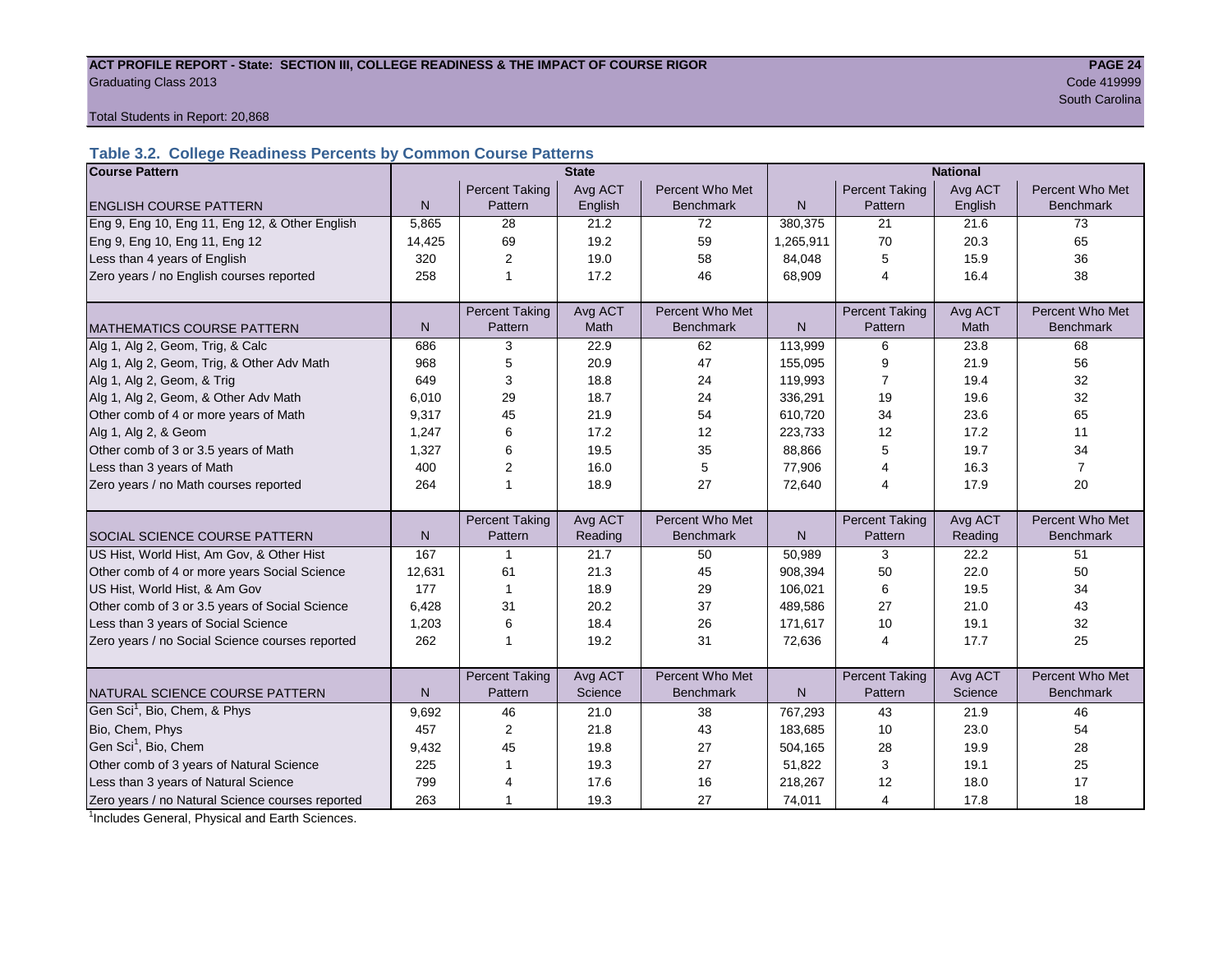ACT PROFILE REPORT - State: SECTION III, COLLEGE READINESS & THE IMPACT OF COURSE RIGOR

Graduating Class 2013

Code 419999

South Carolina

Total Students in Report: 20,868

### Table 3.2. College Readiness Percents by Common Course Patterns

| Course Pattern | State | | | | National | | | |
|---|---|---|---|---|---|---|---|---|
| ENGLISH COURSE PATTERN | N | Percent Taking Pattern | Avg ACT English | Percent Who Met Benchmark | N | Percent Taking Pattern | Avg ACT English | Percent Who Met Benchmark |
| Eng 9, Eng 10, Eng 11, Eng 12, & Other English | 5,865 | 28 | 21.2 | 72 | 380,375 | 21 | 21.6 | 73 |
| Eng 9, Eng 10, Eng 11, Eng 12 | 14,425 | 69 | 19.2 | 59 | 1,265,911 | 70 | 20.3 | 65 |
| Less than 4 years of English | 320 | 2 | 19.0 | 58 | 84,048 | 5 | 15.9 | 36 |
| Zero years / no English courses reported | 258 | 1 | 17.2 | 46 | 68,909 | 4 | 16.4 | 38 |
| MATHEMATICS COURSE PATTERN | N | Percent Taking Pattern | Avg ACT Math | Percent Who Met Benchmark | N | Percent Taking Pattern | Avg ACT Math | Percent Who Met Benchmark |
| Alg 1, Alg 2, Geom, Trig, & Calc | 686 | 3 | 22.9 | 62 | 113,999 | 6 | 23.8 | 68 |
| Alg 1, Alg 2, Geom, Trig, & Other Adv Math | 968 | 5 | 20.9 | 47 | 155,095 | 9 | 21.9 | 56 |
| Alg 1, Alg 2, Geom, & Trig | 649 | 3 | 18.8 | 24 | 119,993 | 7 | 19.4 | 32 |
| Alg 1, Alg 2, Geom, & Other Adv Math | 6,010 | 29 | 18.7 | 24 | 336,291 | 19 | 19.6 | 32 |
| Other comb of 4 or more years of Math | 9,317 | 45 | 21.9 | 54 | 610,720 | 34 | 23.6 | 65 |
| Alg 1, Alg 2, & Geom | 1,247 | 6 | 17.2 | 12 | 223,733 | 12 | 17.2 | 11 |
| Other comb of 3 or 3.5 years of Math | 1,327 | 6 | 19.5 | 35 | 88,866 | 5 | 19.7 | 34 |
| Less than 3 years of Math | 400 | 2 | 16.0 | 5 | 77,906 | 4 | 16.3 | 7 |
| Zero years / no Math courses reported | 264 | 1 | 18.9 | 27 | 72,640 | 4 | 17.9 | 20 |
| SOCIAL SCIENCE COURSE PATTERN | N | Percent Taking Pattern | Avg ACT Reading | Percent Who Met Benchmark | N | Percent Taking Pattern | Avg ACT Reading | Percent Who Met Benchmark |
| US Hist, World Hist, Am Gov, & Other Hist | 167 | 1 | 21.7 | 50 | 50,989 | 3 | 22.2 | 51 |
| Other comb of 4 or more years Social Science | 12,631 | 61 | 21.3 | 45 | 908,394 | 50 | 22.0 | 50 |
| US Hist, World Hist, & Am Gov | 177 | 1 | 18.9 | 29 | 106,021 | 6 | 19.5 | 34 |
| Other comb of 3 or 3.5 years of Social Science | 6,428 | 31 | 20.2 | 37 | 489,586 | 27 | 21.0 | 43 |
| Less than 3 years of Social Science | 1,203 | 6 | 18.4 | 26 | 171,617 | 10 | 19.1 | 32 |
| Zero years / no Social Science courses reported | 262 | 1 | 19.2 | 31 | 72,636 | 4 | 17.7 | 25 |
| NATURAL SCIENCE COURSE PATTERN | N | Percent Taking Pattern | Avg ACT Science | Percent Who Met Benchmark | N | Percent Taking Pattern | Avg ACT Science | Percent Who Met Benchmark |
| Gen Sci[1], Bio, Chem, & Phys | 9,692 | 46 | 21.0 | 38 | 767,293 | 43 | 21.9 | 46 |
| Bio, Chem, Phys | 457 | 2 | 21.8 | 43 | 183,685 | 10 | 23.0 | 54 |
| Gen Sci[1], Bio, Chem | 9,432 | 45 | 19.8 | 27 | 504,165 | 28 | 19.9 | 28 |
| Other comb of 3 years of Natural Science | 225 | 1 | 19.3 | 27 | 51,822 | 3 | 19.1 | 25 |
| Less than 3 years of Natural Science | 799 | 4 | 17.6 | 16 | 218,267 | 12 | 18.0 | 17 |
| Zero years / no Natural Science courses reported | 263 | 1 | 19.3 | 27 | 74,011 | 4 | 17.8 | 18 |

[1]Includes General, Physical and Earth Sciences.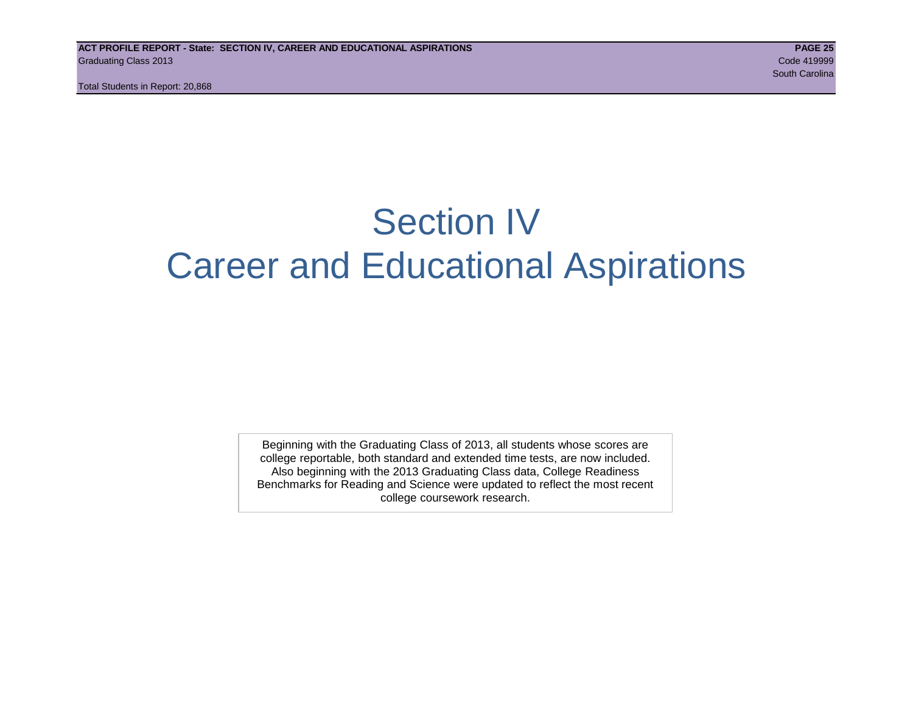# Section IV
# Career and Educational Aspirations

Beginning with the Graduating Class of 2013, all students whose scores are college reportable, both standard and extended time tests, are now included. Also beginning with the 2013 Graduating Class data, College Readiness Benchmarks for Reading and Science were updated to reflect the most recent college coursework research.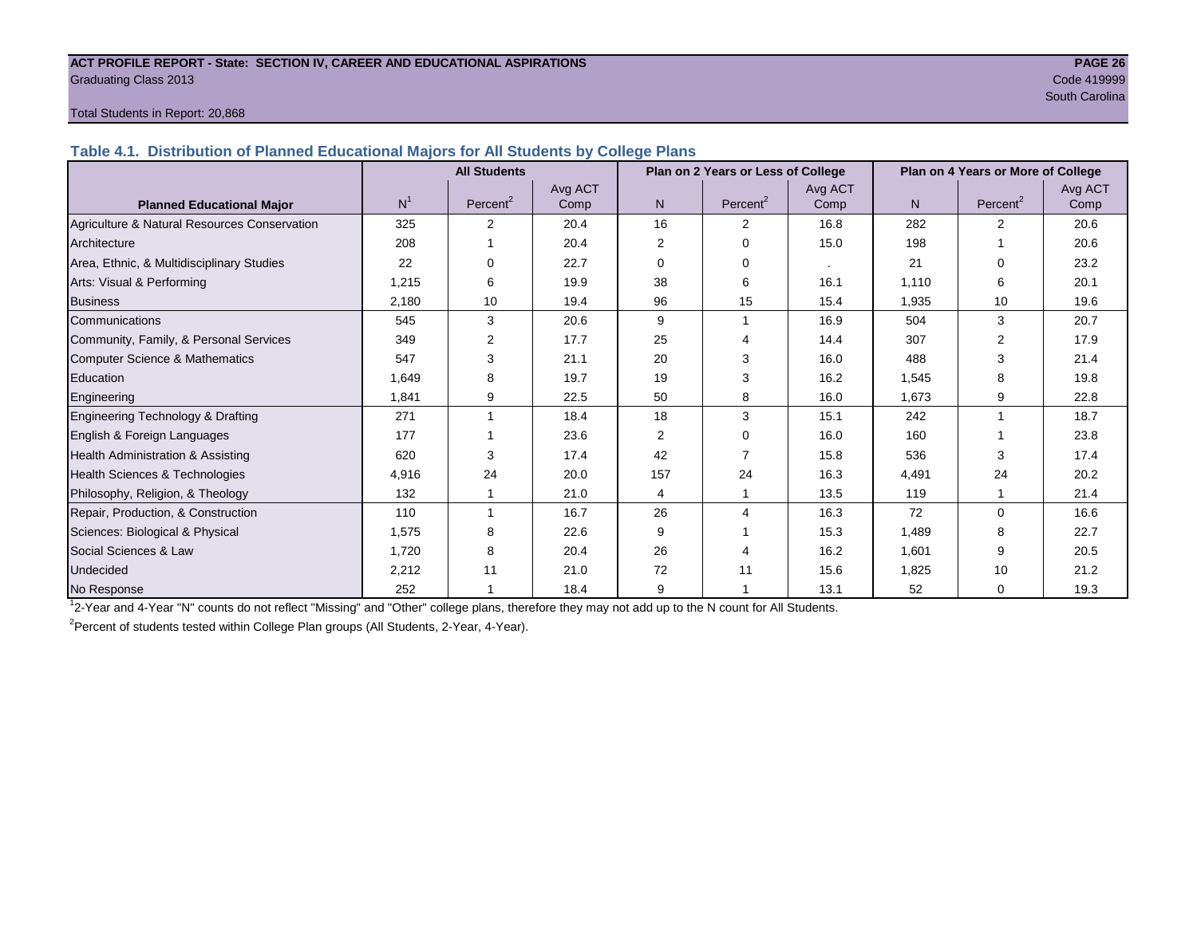**ACT PROFILE REPORT - State: SECTION IV, CAREER AND EDUCATIONAL ASPIRATIONS**

Graduating Class 2013

Code 419999

South Carolina

Total Students in Report: 20,868

## Table 4.1. Distribution of Planned Educational Majors for All Students by College Plans

| | All Students | | | Plan on 2 Years or Less of College | | | Plan on 4 Years or More of College | | |
|---|---|---|---|---|---|---|---|---|---|
| Planned Educational Major | N[1] | Percent[2] | Avg ACT Comp | N | Percent[2] | Avg ACT Comp | N | Percent[2] | Avg ACT Comp |
| Agriculture & Natural Resources Conservation | 325 | 2 | 20.4 | 16 | 2 | 16.8 | 282 | 2 | 20.6 |
| Architecture | 208 | 1 | 20.4 | 2 | 0 | 15.0 | 198 | 1 | 20.6 |
| Area, Ethnic, & Multidisciplinary Studies | 22 | 0 | 22.7 | 0 | 0 | . | 21 | 0 | 23.2 |
| Arts: Visual & Performing | 1,215 | 6 | 19.9 | 38 | 6 | 16.1 | 1,110 | 6 | 20.1 |
| Business | 2,180 | 10 | 19.4 | 96 | 15 | 15.4 | 1,935 | 10 | 19.6 |
| Communications | 545 | 3 | 20.6 | 9 | 1 | 16.9 | 504 | 3 | 20.7 |
| Community, Family, & Personal Services | 349 | 2 | 17.7 | 25 | 4 | 14.4 | 307 | 2 | 17.9 |
| Computer Science & Mathematics | 547 | 3 | 21.1 | 20 | 3 | 16.0 | 488 | 3 | 21.4 |
| Education | 1,649 | 8 | 19.7 | 19 | 3 | 16.2 | 1,545 | 8 | 19.8 |
| Engineering | 1,841 | 9 | 22.5 | 50 | 8 | 16.0 | 1,673 | 9 | 22.8 |
| Engineering Technology & Drafting | 271 | 1 | 18.4 | 18 | 3 | 15.1 | 242 | 1 | 18.7 |
| English & Foreign Languages | 177 | 1 | 23.6 | 2 | 0 | 16.0 | 160 | 1 | 23.8 |
| Health Administration & Assisting | 620 | 3 | 17.4 | 42 | 7 | 15.8 | 536 | 3 | 17.4 |
| Health Sciences & Technologies | 4,916 | 24 | 20.0 | 157 | 24 | 16.3 | 4,491 | 24 | 20.2 |
| Philosophy, Religion, & Theology | 132 | 1 | 21.0 | 4 | 1 | 13.5 | 119 | 1 | 21.4 |
| Repair, Production, & Construction | 110 | 1 | 16.7 | 26 | 4 | 16.3 | 72 | 0 | 16.6 |
| Sciences: Biological & Physical | 1,575 | 8 | 22.6 | 9 | 1 | 15.3 | 1,489 | 8 | 22.7 |
| Social Sciences & Law | 1,720 | 8 | 20.4 | 26 | 4 | 16.2 | 1,601 | 9 | 20.5 |
| Undecided | 2,212 | 11 | 21.0 | 72 | 11 | 15.6 | 1,825 | 10 | 21.2 |
| No Response | 252 | 1 | 18.4 | 9 | 1 | 13.1 | 52 | 0 | 19.3 |

[1] 2-Year and 4-Year "N" counts do not reflect "Missing" and "Other" college plans, therefore they may not add up to the N count for All Students.

[2] Percent of students tested within College Plan groups (All Students, 2-Year, 4-Year).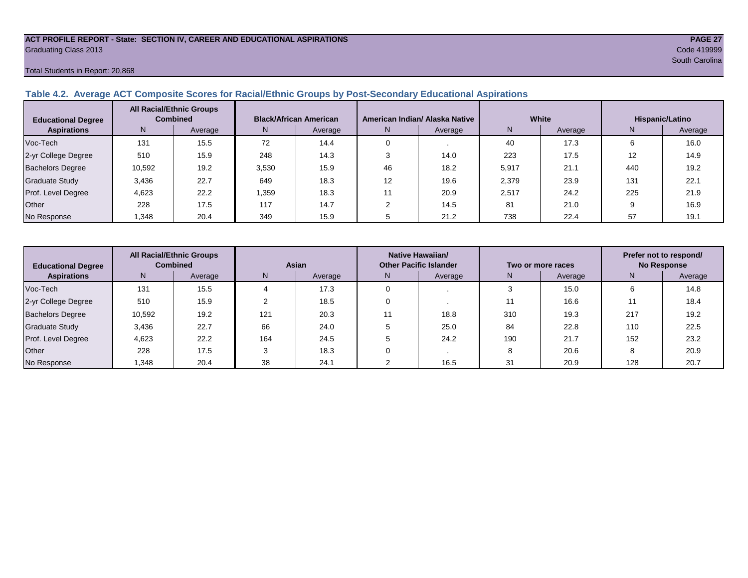ACT PROFILE REPORT - State: SECTION IV, CAREER AND EDUCATIONAL ASPIRATIONS
Graduating Class 2013

Code 419999
South Carolina

Total Students in Report: 20,868

### Table 4.2. Average ACT Composite Scores for Racial/Ethnic Groups by Post-Secondary Educational Aspirations

| Educational Degree Aspirations | All Racial/Ethnic Groups Combined | | Black/African American | | American Indian/ Alaska Native | | White | | Hispanic/Latino | |
|---|---|---|---|---|---|---|---|---|---|---|
| | N | Average | N | Average | N | Average | N | Average | N | Average |
| Voc-Tech | 131 | 15.5 | 72 | 14.4 | 0 | . | 40 | 17.3 | 6 | 16.0 |
| 2-yr College Degree | 510 | 15.9 | 248 | 14.3 | 3 | 14.0 | 223 | 17.5 | 12 | 14.9 |
| Bachelors Degree | 10,592 | 19.2 | 3,530 | 15.9 | 46 | 18.2 | 5,917 | 21.1 | 440 | 19.2 |
| Graduate Study | 3,436 | 22.7 | 649 | 18.3 | 12 | 19.6 | 2,379 | 23.9 | 131 | 22.1 |
| Prof. Level Degree | 4,623 | 22.2 | 1,359 | 18.3 | 11 | 20.9 | 2,517 | 24.2 | 225 | 21.9 |
| Other | 228 | 17.5 | 117 | 14.7 | 2 | 14.5 | 81 | 21.0 | 9 | 16.9 |
| No Response | 1,348 | 20.4 | 349 | 15.9 | 5 | 21.2 | 738 | 22.4 | 57 | 19.1 |

| Educational Degree Aspirations | All Racial/Ethnic Groups Combined | | Asian | | Native Hawaiian/ Other Pacific Islander | | Two or more races | | Prefer not to respond/ No Response | |
|---|---|---|---|---|---|---|---|---|---|---|
| | N | Average | N | Average | N | Average | N | Average | N | Average |
| Voc-Tech | 131 | 15.5 | 4 | 17.3 | 0 | . | 3 | 15.0 | 6 | 14.8 |
| 2-yr College Degree | 510 | 15.9 | 2 | 18.5 | 0 | . | 11 | 16.6 | 11 | 18.4 |
| Bachelors Degree | 10,592 | 19.2 | 121 | 20.3 | 11 | 18.8 | 310 | 19.3 | 217 | 19.2 |
| Graduate Study | 3,436 | 22.7 | 66 | 24.0 | 5 | 25.0 | 84 | 22.8 | 110 | 22.5 |
| Prof. Level Degree | 4,623 | 22.2 | 164 | 24.5 | 5 | 24.2 | 190 | 21.7 | 152 | 23.2 |
| Other | 228 | 17.5 | 3 | 18.3 | 0 | . | 8 | 20.6 | 8 | 20.9 |
| No Response | 1,348 | 20.4 | 38 | 24.1 | 2 | 16.5 | 31 | 20.9 | 128 | 20.7 |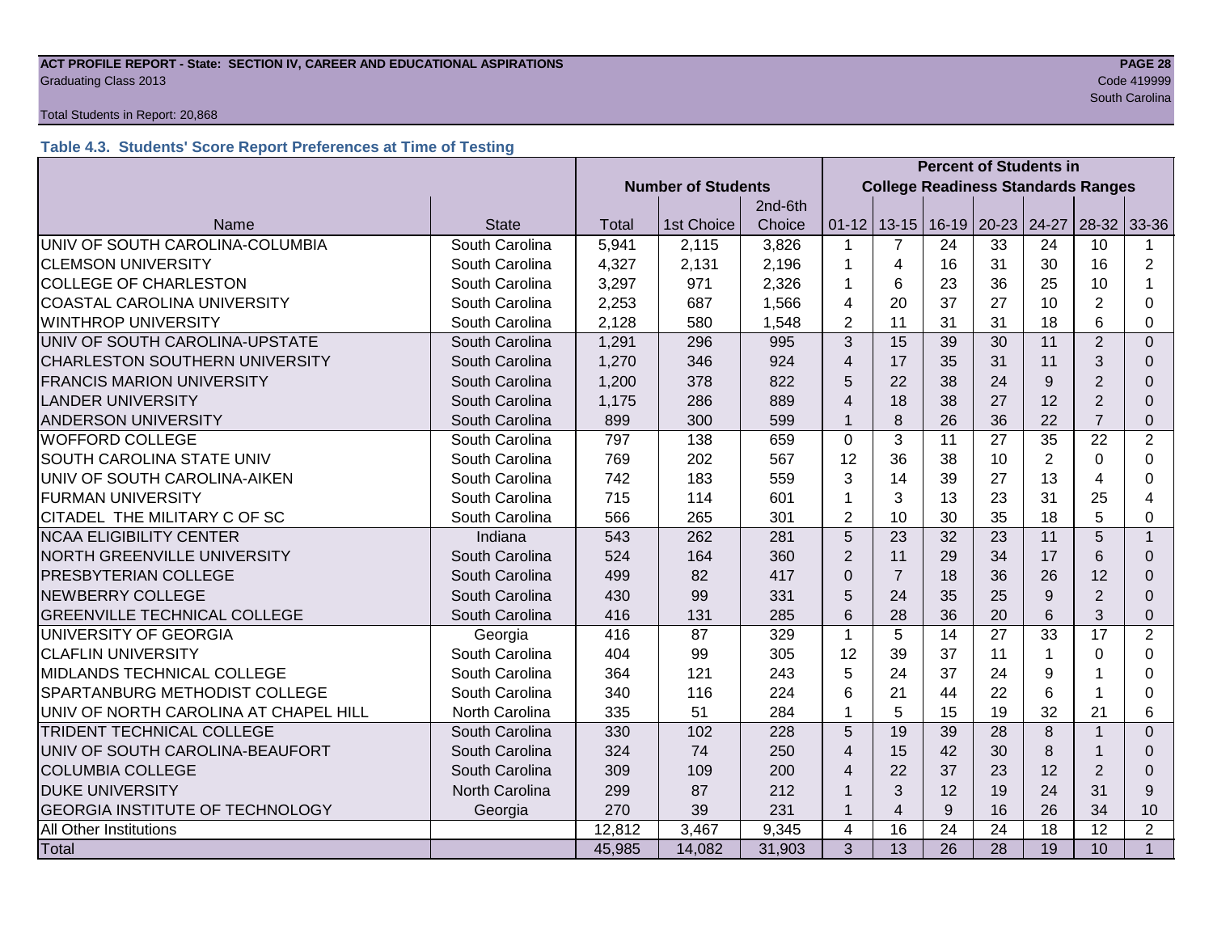**ACT PROFILE REPORT - State: SECTION IV, CAREER AND EDUCATIONAL ASPIRATIONS**
Graduating Class 2013
Code 419999
South Carolina

Total Students in Report: 20,868

### Table 4.3. Students' Score Report Preferences at Time of Testing

| | | Number of Students | | | Percent of Students in College Readiness Standards Ranges | | | | | | |
|---|---|---|---|---|---|---|---|---|---|---|---|
| Name | State | Total | 1st Choice | 2nd-6th Choice | 01-12 | 13-15 | 16-19 | 20-23 | 24-27 | 28-32 | 33-36 |
| UNIV OF SOUTH CAROLINA-COLUMBIA | South Carolina | 5,941 | 2,115 | 3,826 | 1 | 7 | 24 | 33 | 24 | 10 | 1 |
| CLEMSON UNIVERSITY | South Carolina | 4,327 | 2,131 | 2,196 | 1 | 4 | 16 | 31 | 30 | 16 | 2 |
| COLLEGE OF CHARLESTON | South Carolina | 3,297 | 971 | 2,326 | 1 | 6 | 23 | 36 | 25 | 10 | 1 |
| COASTAL CAROLINA UNIVERSITY | South Carolina | 2,253 | 687 | 1,566 | 4 | 20 | 37 | 27 | 10 | 2 | 0 |
| WINTHROP UNIVERSITY | South Carolina | 2,128 | 580 | 1,548 | 2 | 11 | 31 | 31 | 18 | 6 | 0 |
| UNIV OF SOUTH CAROLINA-UPSTATE | South Carolina | 1,291 | 296 | 995 | 3 | 15 | 39 | 30 | 11 | 2 | 0 |
| CHARLESTON SOUTHERN UNIVERSITY | South Carolina | 1,270 | 346 | 924 | 4 | 17 | 35 | 31 | 11 | 3 | 0 |
| FRANCIS MARION UNIVERSITY | South Carolina | 1,200 | 378 | 822 | 5 | 22 | 38 | 24 | 9 | 2 | 0 |
| LANDER UNIVERSITY | South Carolina | 1,175 | 286 | 889 | 4 | 18 | 38 | 27 | 12 | 2 | 0 |
| ANDERSON UNIVERSITY | South Carolina | 899 | 300 | 599 | 1 | 8 | 26 | 36 | 22 | 7 | 0 |
| WOFFORD COLLEGE | South Carolina | 797 | 138 | 659 | 0 | 3 | 11 | 27 | 35 | 22 | 2 |
| SOUTH CAROLINA STATE UNIV | South Carolina | 769 | 202 | 567 | 12 | 36 | 38 | 10 | 2 | 0 | 0 |
| UNIV OF SOUTH CAROLINA-AIKEN | South Carolina | 742 | 183 | 559 | 3 | 14 | 39 | 27 | 13 | 4 | 0 |
| FURMAN UNIVERSITY | South Carolina | 715 | 114 | 601 | 1 | 3 | 13 | 23 | 31 | 25 | 4 |
| CITADEL THE MILITARY C OF SC | South Carolina | 566 | 265 | 301 | 2 | 10 | 30 | 35 | 18 | 5 | 0 |
| NCAA ELIGIBILITY CENTER | Indiana | 543 | 262 | 281 | 5 | 23 | 32 | 23 | 11 | 5 | 1 |
| NORTH GREENVILLE UNIVERSITY | South Carolina | 524 | 164 | 360 | 2 | 11 | 29 | 34 | 17 | 6 | 0 |
| PRESBYTERIAN COLLEGE | South Carolina | 499 | 82 | 417 | 0 | 7 | 18 | 36 | 26 | 12 | 0 |
| NEWBERRY COLLEGE | South Carolina | 430 | 99 | 331 | 5 | 24 | 35 | 25 | 9 | 2 | 0 |
| GREENVILLE TECHNICAL COLLEGE | South Carolina | 416 | 131 | 285 | 6 | 28 | 36 | 20 | 6 | 3 | 0 |
| UNIVERSITY OF GEORGIA | Georgia | 416 | 87 | 329 | 1 | 5 | 14 | 27 | 33 | 17 | 2 |
| CLAFLIN UNIVERSITY | South Carolina | 404 | 99 | 305 | 12 | 39 | 37 | 11 | 1 | 0 | 0 |
| MIDLANDS TECHNICAL COLLEGE | South Carolina | 364 | 121 | 243 | 5 | 24 | 37 | 24 | 9 | 1 | 0 |
| SPARTANBURG METHODIST COLLEGE | South Carolina | 340 | 116 | 224 | 6 | 21 | 44 | 22 | 6 | 1 | 0 |
| UNIV OF NORTH CAROLINA AT CHAPEL HILL | North Carolina | 335 | 51 | 284 | 1 | 5 | 15 | 19 | 32 | 21 | 6 |
| TRIDENT TECHNICAL COLLEGE | South Carolina | 330 | 102 | 228 | 5 | 19 | 39 | 28 | 8 | 1 | 0 |
| UNIV OF SOUTH CAROLINA-BEAUFORT | South Carolina | 324 | 74 | 250 | 4 | 15 | 42 | 30 | 8 | 1 | 0 |
| COLUMBIA COLLEGE | South Carolina | 309 | 109 | 200 | 4 | 22 | 37 | 23 | 12 | 2 | 0 |
| DUKE UNIVERSITY | North Carolina | 299 | 87 | 212 | 1 | 3 | 12 | 19 | 24 | 31 | 9 |
| GEORGIA INSTITUTE OF TECHNOLOGY | Georgia | 270 | 39 | 231 | 1 | 4 | 9 | 16 | 26 | 34 | 10 |
| All Other Institutions | | 12,812 | 3,467 | 9,345 | 4 | 16 | 24 | 24 | 18 | 12 | 2 |
| Total | | 45,985 | 14,082 | 31,903 | 3 | 13 | 26 | 28 | 19 | 10 | 1 |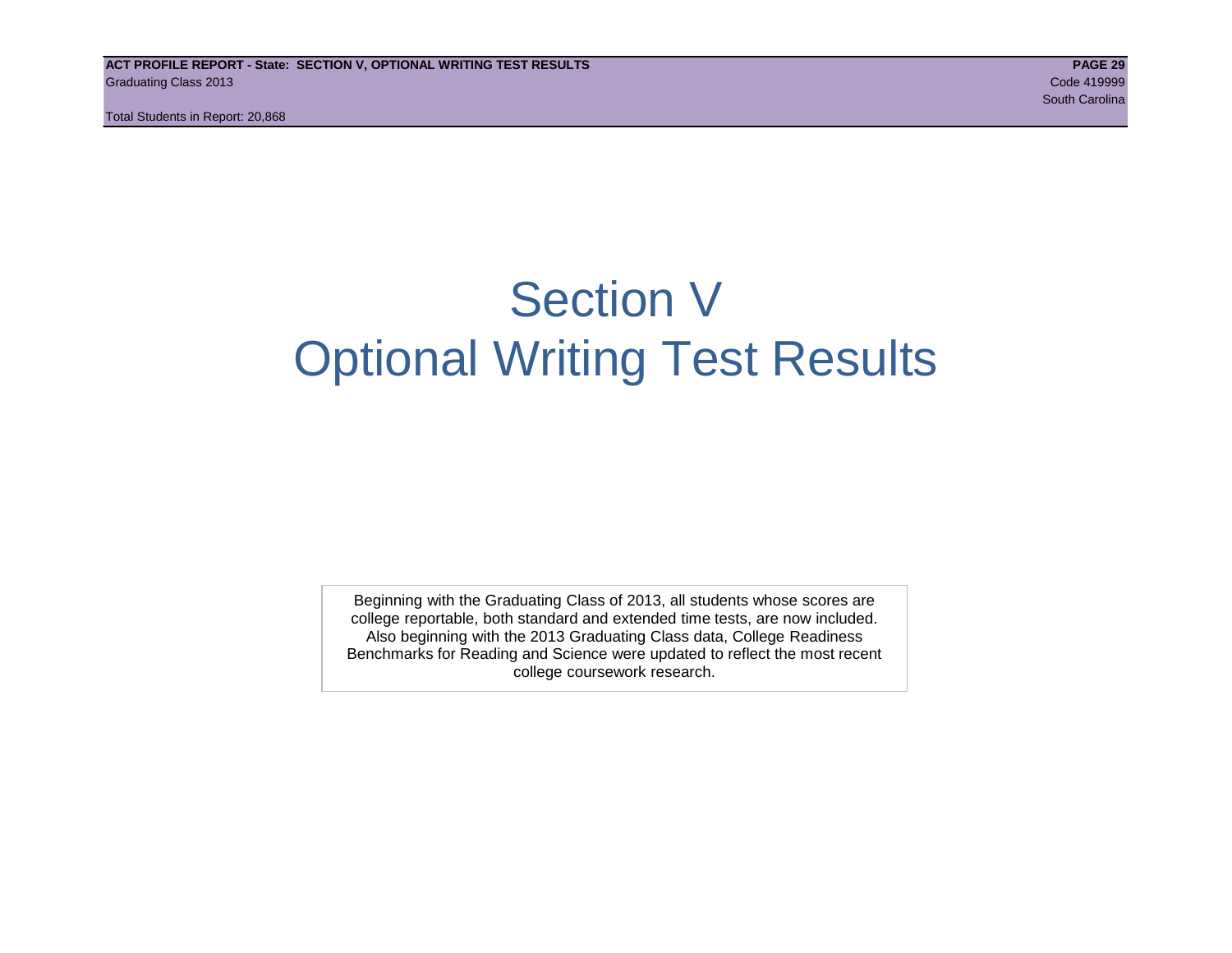# Section V
# Optional Writing Test Results

Beginning with the Graduating Class of 2013, all students whose scores are college reportable, both standard and extended time tests, are now included. Also beginning with the 2013 Graduating Class data, College Readiness Benchmarks for Reading and Science were updated to reflect the most recent college coursework research.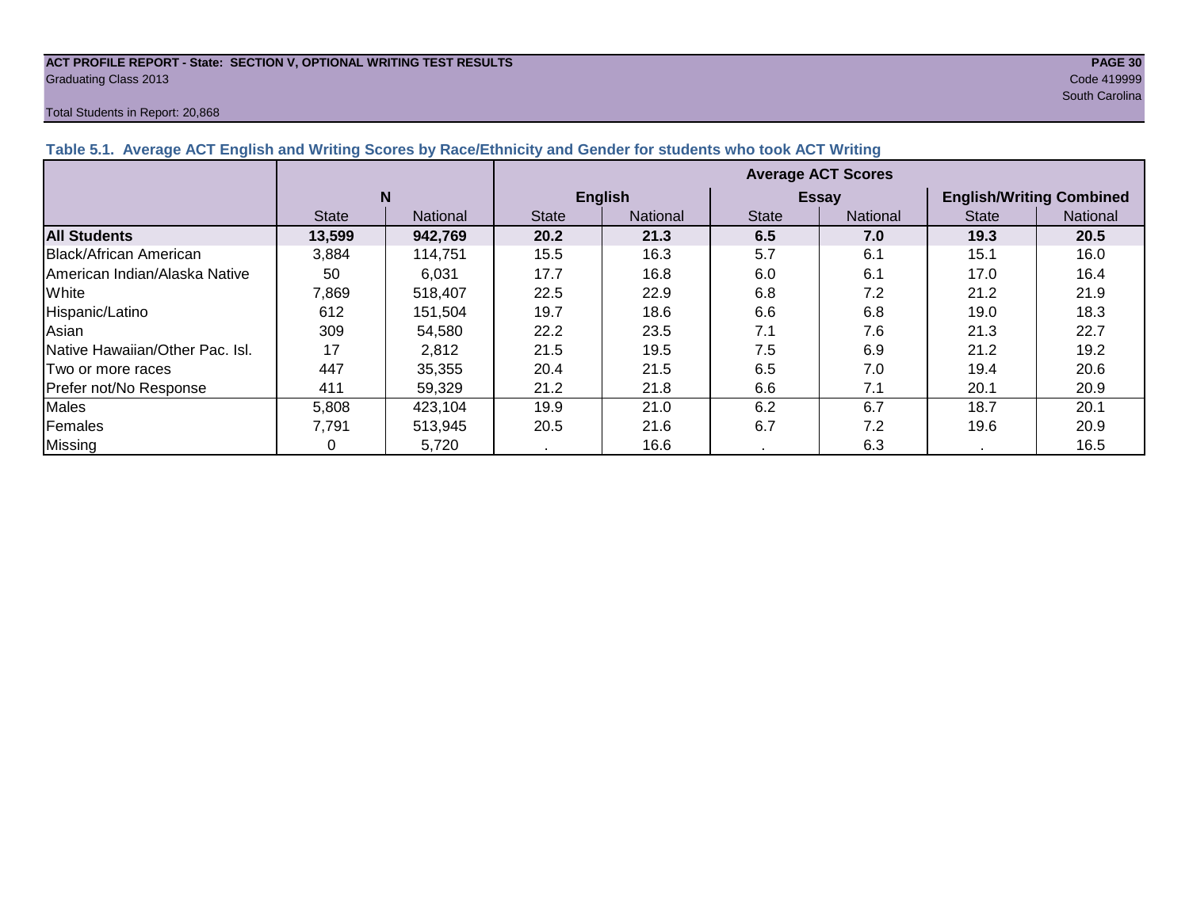**ACT PROFILE REPORT - State: SECTION V, OPTIONAL WRITING TEST RESULTS**
Graduating Class 2013

Code 419999
South Carolina

Total Students in Report: 20,868

### Table 5.1. Average ACT English and Writing Scores by Race/Ethnicity and Gender for students who took ACT Writing

| | N | | Average ACT Scores | | | | | |
|---|---|---|---|---|---|---|---|---|
| | | | English | | Essay | | English/Writing Combined | |
| | State | National | State | National | State | National | State | National |
| **All Students** | **13,599** | **942,769** | **20.2** | **21.3** | **6.5** | **7.0** | **19.3** | **20.5** |
| Black/African American | 3,884 | 114,751 | 15.5 | 16.3 | 5.7 | 6.1 | 15.1 | 16.0 |
| American Indian/Alaska Native | 50 | 6,031 | 17.7 | 16.8 | 6.0 | 6.1 | 17.0 | 16.4 |
| White | 7,869 | 518,407 | 22.5 | 22.9 | 6.8 | 7.2 | 21.2 | 21.9 |
| Hispanic/Latino | 612 | 151,504 | 19.7 | 18.6 | 6.6 | 6.8 | 19.0 | 18.3 |
| Asian | 309 | 54,580 | 22.2 | 23.5 | 7.1 | 7.6 | 21.3 | 22.7 |
| Native Hawaiian/Other Pac. Isl. | 17 | 2,812 | 21.5 | 19.5 | 7.5 | 6.9 | 21.2 | 19.2 |
| Two or more races | 447 | 35,355 | 20.4 | 21.5 | 6.5 | 7.0 | 19.4 | 20.6 |
| Prefer not/No Response | 411 | 59,329 | 21.2 | 21.8 | 6.6 | 7.1 | 20.1 | 20.9 |
| Males | 5,808 | 423,104 | 19.9 | 21.0 | 6.2 | 6.7 | 18.7 | 20.1 |
| Females | 7,791 | 513,945 | 20.5 | 21.6 | 6.7 | 7.2 | 19.6 | 20.9 |
| Missing | 0 | 5,720 | . | 16.6 | . | 6.3 | . | 16.5 |